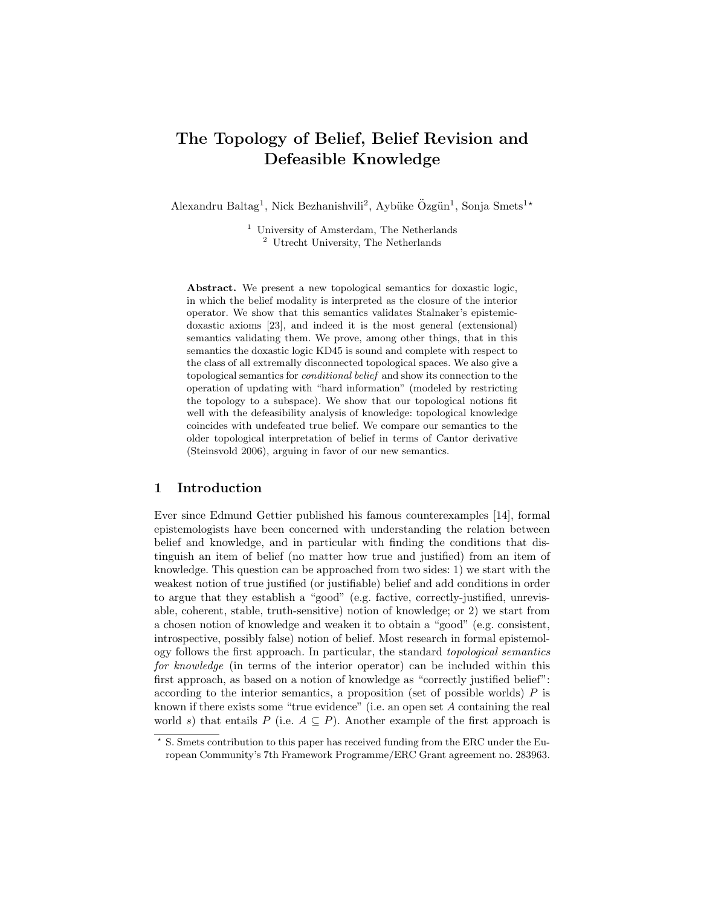# The Topology of Belief, Belief Revision and Defeasible Knowledge

Alexandru Baltag[1], Nick Bezhanishvili[2], Aybüke Özgün[1], Sonja Smets[1]*

[1] University of Amsterdam, The Netherlands
[2] Utrecht University, The Netherlands

**Abstract.** We present a new topological semantics for doxastic logic, in which the belief modality is interpreted as the closure of the interior operator. We show that this semantics validates Stalnaker's epistemic-doxastic axioms [23], and indeed it is the most general (extensional) semantics validating them. We prove, among other things, that in this semantics the doxastic logic KD45 is sound and complete with respect to the class of all extremally disconnected topological spaces. We also give a topological semantics for *conditional belief* and show its connection to the operation of updating with "hard information" (modeled by restricting the topology to a subspace). We show that our topological notions fit well with the defeasibility analysis of knowledge: topological knowledge coincides with undefeated true belief. We compare our semantics to the older topological interpretation of belief in terms of Cantor derivative (Steinsvold 2006), arguing in favor of our new semantics.

## 1 Introduction

Ever since Edmund Gettier published his famous counterexamples [14], formal epistemologists have been concerned with understanding the relation between belief and knowledge, and in particular with finding the conditions that distinguish an item of belief (no matter how true and justified) from an item of knowledge. This question can be approached from two sides: 1) we start with the weakest notion of true justified (or justifiable) belief and add conditions in order to argue that they establish a "good" (e.g. factive, correctly-justified, unrevisable, coherent, stable, truth-sensitive) notion of knowledge; or 2) we start from a chosen notion of knowledge and weaken it to obtain a "good" (e.g. consistent, introspective, possibly false) notion of belief. Most research in formal epistemology follows the first approach. In particular, the standard *topological semantics for knowledge* (in terms of the interior operator) can be included within this first approach, as based on a notion of knowledge as "correctly justified belief": according to the interior semantics, a proposition (set of possible worlds) $P$ is known if there exists some "true evidence" (i.e. an open set $A$ containing the real world $s$) that entails $P$ (i.e. $A \subseteq P$). Another example of the first approach is

* S. Smets contribution to this paper has received funding from the ERC under the European Community's 7th Framework Programme/ERC Grant agreement no. 283963.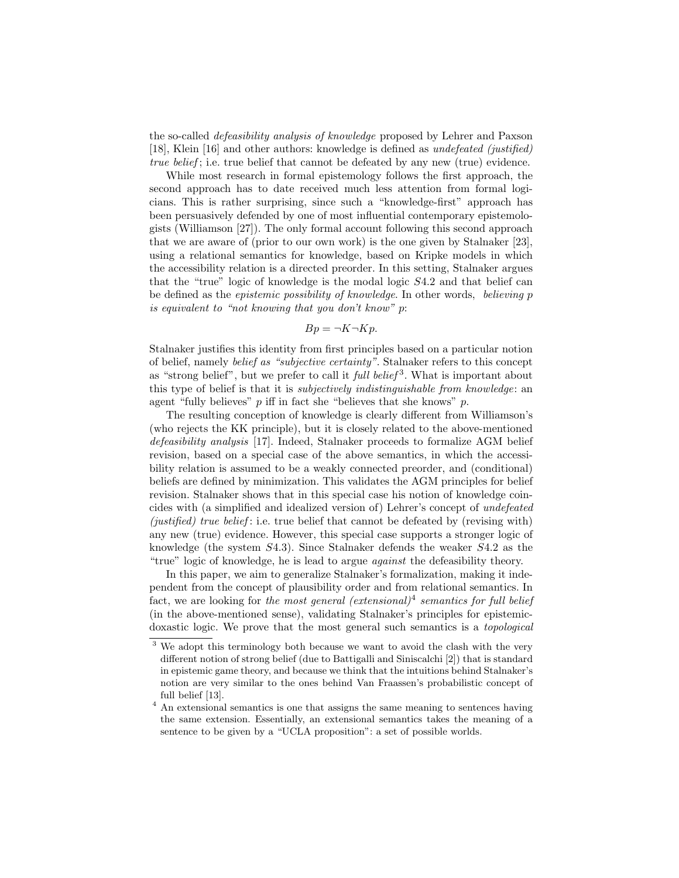the so-called *defeasibility analysis of knowledge* proposed by Lehrer and Paxson [18], Klein [16] and other authors: knowledge is defined as *undefeated (justified) true belief*; i.e. true belief that cannot be defeated by any new (true) evidence.

While most research in formal epistemology follows the first approach, the second approach has to date received much less attention from formal logicians. This is rather surprising, since such a "knowledge-first" approach has been persuasively defended by one of most influential contemporary epistemologists (Williamson [27]). The only formal account following this second approach that we are aware of (prior to our own work) is the one given by Stalnaker [23], using a relational semantics for knowledge, based on Kripke models in which the accessibility relation is a directed preorder. In this setting, Stalnaker argues that the "true" logic of knowledge is the modal logic $S4.2$ and that belief can be defined as the *epistemic possibility of knowledge*. In other words, *believing $p$ is equivalent to "not knowing that you don't know" $p$*:

$$Bp = \neg K \neg Kp.$$

Stalnaker justifies this identity from first principles based on a particular notion of belief, namely *belief as "subjective certainty"*. Stalnaker refers to this concept as "strong belief", but we prefer to call it *full belief*[3]. What is important about this type of belief is that it is *subjectively indistinguishable from knowledge*: an agent "fully believes" $p$ iff in fact she "believes that she knows" $p$.

The resulting conception of knowledge is clearly different from Williamson's (who rejects the KK principle), but it is closely related to the above-mentioned *defeasibility analysis* [17]. Indeed, Stalnaker proceeds to formalize AGM belief revision, based on a special case of the above semantics, in which the accessibility relation is assumed to be a weakly connected preorder, and (conditional) beliefs are defined by minimization. This validates the AGM principles for belief revision. Stalnaker shows that in this special case his notion of knowledge coincides with (a simplified and idealized version of) Lehrer's concept of *undefeated (justified) true belief*: i.e. true belief that cannot be defeated by (revising with) any new (true) evidence. However, this special case supports a stronger logic of knowledge (the system $S4.3$). Since Stalnaker defends the weaker $S4.2$ as the "true" logic of knowledge, he is lead to argue *against* the defeasibility theory.

In this paper, we aim to generalize Stalnaker's formalization, making it independent from the concept of plausibility order and from relational semantics. In fact, we are looking for *the most general (extensional)*[4] *semantics for full belief* (in the above-mentioned sense), validating Stalnaker's principles for epistemic-doxastic logic. We prove that the most general such semantics is a *topological*

---

[3] We adopt this terminology both because we want to avoid the clash with the very different notion of strong belief (due to Battigalli and Siniscalchi [2]) that is standard in epistemic game theory, and because we think that the intuitions behind Stalnaker's notion are very similar to the ones behind Van Fraassen's probabilistic concept of full belief [13].

[4] An extensional semantics is one that assigns the same meaning to sentences having the same extension. Essentially, an extensional semantics takes the meaning of a sentence to be given by a "UCLA proposition": a set of possible worlds.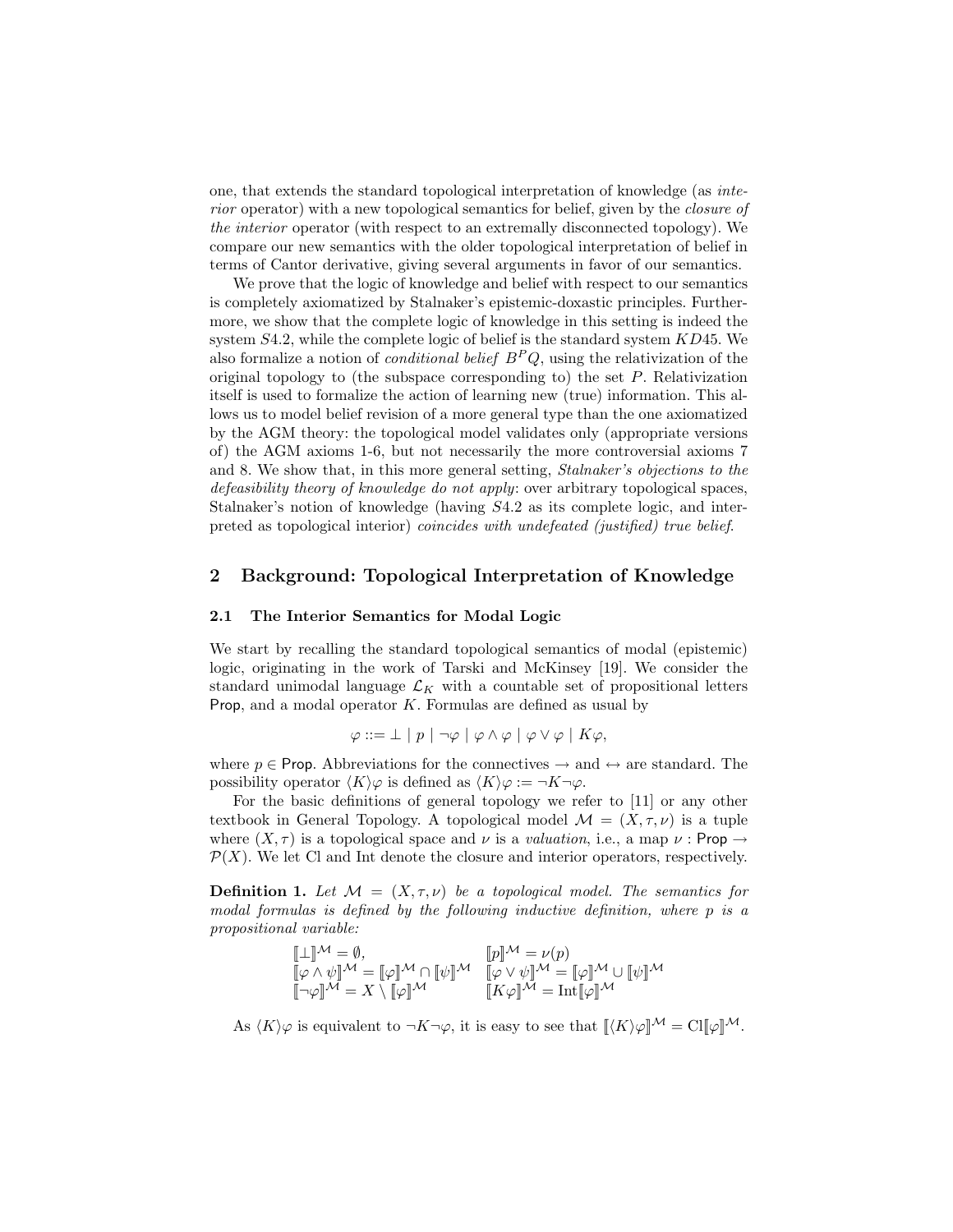one, that extends the standard topological interpretation of knowledge (as *interior* operator) with a new topological semantics for belief, given by the *closure of the interior* operator (with respect to an extremally disconnected topology). We compare our new semantics with the older topological interpretation of belief in terms of Cantor derivative, giving several arguments in favor of our semantics.

We prove that the logic of knowledge and belief with respect to our semantics is completely axiomatized by Stalnaker's epistemic-doxastic principles. Furthermore, we show that the complete logic of knowledge in this setting is indeed the system $S4.2$, while the complete logic of belief is the standard system $KD45$. We also formalize a notion of *conditional belief* $B^P Q$, using the relativization of the original topology to (the subspace corresponding to) the set $P$. Relativization itself is used to formalize the action of learning new (true) information. This allows us to model belief revision of a more general type than the one axiomatized by the AGM theory: the topological model validates only (appropriate versions of) the AGM axioms 1-6, but not necessarily the more controversial axioms 7 and 8. We show that, in this more general setting, *Stalnaker's objections to the defeasibility theory of knowledge do not apply*: over arbitrary topological spaces, Stalnaker's notion of knowledge (having $S4.2$ as its complete logic, and interpreted as topological interior) *coincides with undefeated (justified) true belief*.

## 2 Background: Topological Interpretation of Knowledge

### 2.1 The Interior Semantics for Modal Logic

We start by recalling the standard topological semantics of modal (epistemic) logic, originating in the work of Tarski and McKinsey [19]. We consider the standard unimodal language $\mathcal{L}_K$ with a countable set of propositional letters $\mathsf{Prop}$, and a modal operator $K$. Formulas are defined as usual by

$$\varphi ::= \bot \mid p \mid \neg\varphi \mid \varphi \wedge \varphi \mid \varphi \vee \varphi \mid K\varphi,$$

where $p \in \mathsf{Prop}$. Abbreviations for the connectives $\rightarrow$ and $\leftrightarrow$ are standard. The possibility operator $\langle K\rangle\varphi$ is defined as $\langle K\rangle\varphi := \neg K\neg\varphi$.

For the basic definitions of general topology we refer to [11] or any other textbook in General Topology. A topological model $\mathcal{M} = (X, \tau, \nu)$ is a tuple where $(X, \tau)$ is a topological space and $\nu$ is a *valuation*, i.e., a map $\nu : \mathsf{Prop} \to \mathcal{P}(X)$. We let Cl and Int denote the closure and interior operators, respectively.

**Definition 1.** *Let $\mathcal{M} = (X, \tau, \nu)$ be a topological model. The semantics for modal formulas is defined by the following inductive definition, where $p$ is a propositional variable:*

$$\begin{array}{ll} [\![\bot]\!]^{\mathcal{M}} = \emptyset, & [\![p]\!]^{\mathcal{M}} = \nu(p) \\ [\![\varphi \wedge \psi]\!]^{\mathcal{M}} = [\![\varphi]\!]^{\mathcal{M}} \cap [\![\psi]\!]^{\mathcal{M}} & [\![\varphi \vee \psi]\!]^{\mathcal{M}} = [\![\varphi]\!]^{\mathcal{M}} \cup [\![\psi]\!]^{\mathcal{M}} \\ [\![\neg\varphi]\!]^{\mathcal{M}} = X \setminus [\![\varphi]\!]^{\mathcal{M}} & [\![K\varphi]\!]^{\mathcal{M}} = \mathrm{Int}[\![\varphi]\!]^{\mathcal{M}} \end{array}$$

As $\langle K\rangle\varphi$ is equivalent to $\neg K\neg\varphi$, it is easy to see that $[\![\langle K\rangle\varphi]\!]^{\mathcal{M}} = \mathrm{Cl}[\![\varphi]\!]^{\mathcal{M}}$.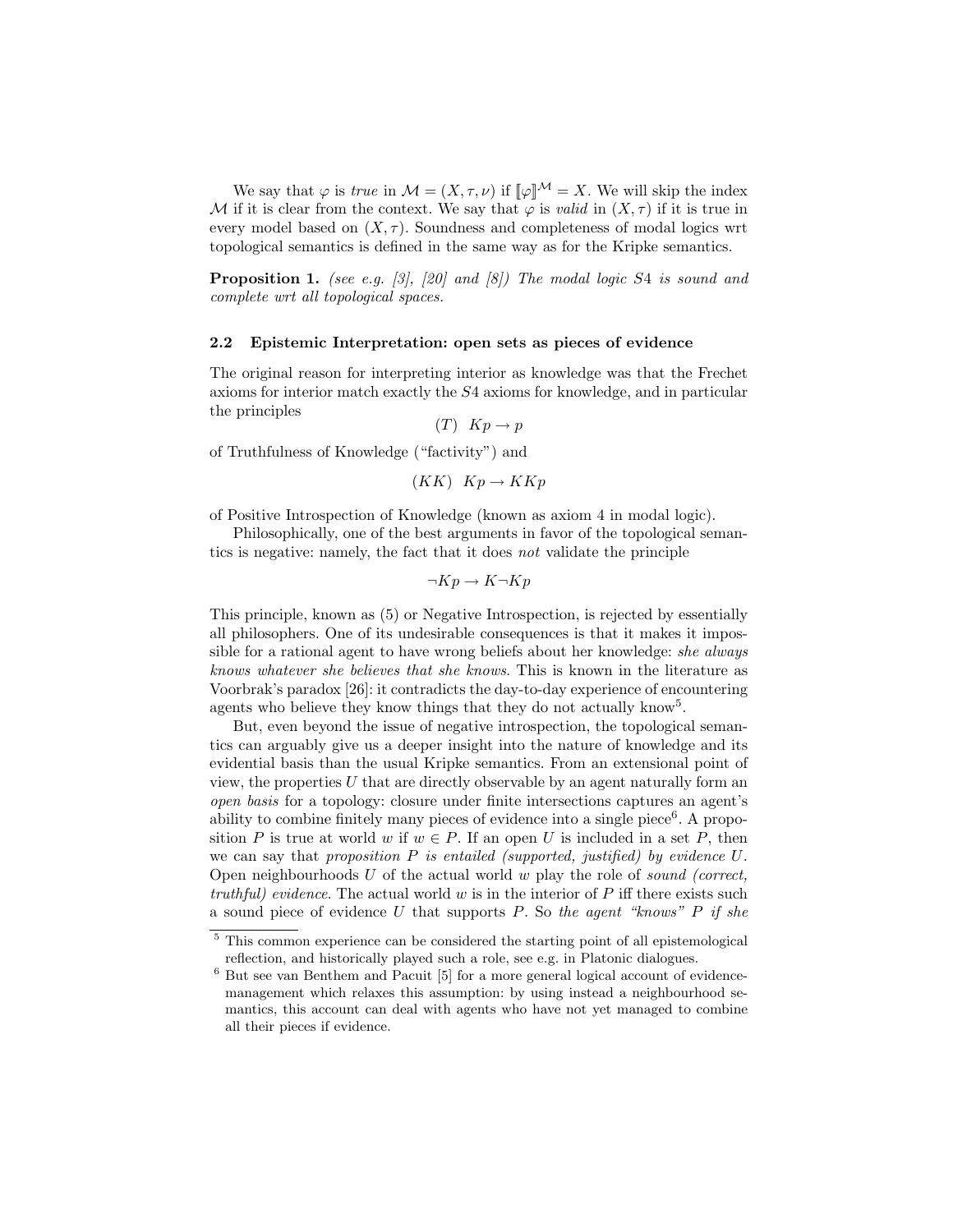We say that $\varphi$ is *true* in $\mathcal{M} = (X, \tau, \nu)$ if $[\![\varphi]\!]^{\mathcal{M}} = X$. We will skip the index $\mathcal{M}$ if it is clear from the context. We say that $\varphi$ is *valid* in $(X, \tau)$ if it is true in every model based on $(X, \tau)$. Soundness and completeness of modal logics wrt topological semantics is defined in the same way as for the Kripke semantics.

**Proposition 1.** *(see e.g. [3], [20] and [8]) The modal logic S4 is sound and complete wrt all topological spaces.*

### 2.2 Epistemic Interpretation: open sets as pieces of evidence

The original reason for interpreting interior as knowledge was that the Frechet axioms for interior match exactly the $S4$ axioms for knowledge, and in particular the principles

$$(T) \quad Kp \rightarrow p$$

of Truthfulness of Knowledge ("factivity") and

$$(KK) \quad Kp \rightarrow KKp$$

of Positive Introspection of Knowledge (known as axiom 4 in modal logic).

Philosophically, one of the best arguments in favor of the topological semantics is negative: namely, the fact that it does *not* validate the principle

$$\neg Kp \rightarrow K\neg Kp$$

This principle, known as (5) or Negative Introspection, is rejected by essentially all philosophers. One of its undesirable consequences is that it makes it impossible for a rational agent to have wrong beliefs about her knowledge: *she always knows whatever she believes that she knows*. This is known in the literature as Voorbrak's paradox [26]: it contradicts the day-to-day experience of encountering agents who believe they know things that they do not actually know[5].

But, even beyond the issue of negative introspection, the topological semantics can arguably give us a deeper insight into the nature of knowledge and its evidential basis than the usual Kripke semantics. From an extensional point of view, the properties $U$ that are directly observable by an agent naturally form an *open basis* for a topology: closure under finite intersections captures an agent's ability to combine finitely many pieces of evidence into a single piece[6]. A proposition $P$ is true at world $w$ if $w \in P$. If an open $U$ is included in a set $P$, then we can say that *proposition $P$ is entailed (supported, justified) by evidence $U$*. Open neighbourhoods $U$ of the actual world $w$ play the role of *sound (correct, truthful) evidence*. The actual world $w$ is in the interior of $P$ iff there exists such a sound piece of evidence $U$ that supports $P$. So *the agent "knows" $P$ if she*

---

[5] This common experience can be considered the starting point of all epistemological reflection, and historically played such a role, see e.g. in Platonic dialogues.

[6] But see van Benthem and Pacuit [5] for a more general logical account of evidence-management which relaxes this assumption: by using instead a neighbourhood semantics, this account can deal with agents who have not yet managed to combine all their pieces if evidence.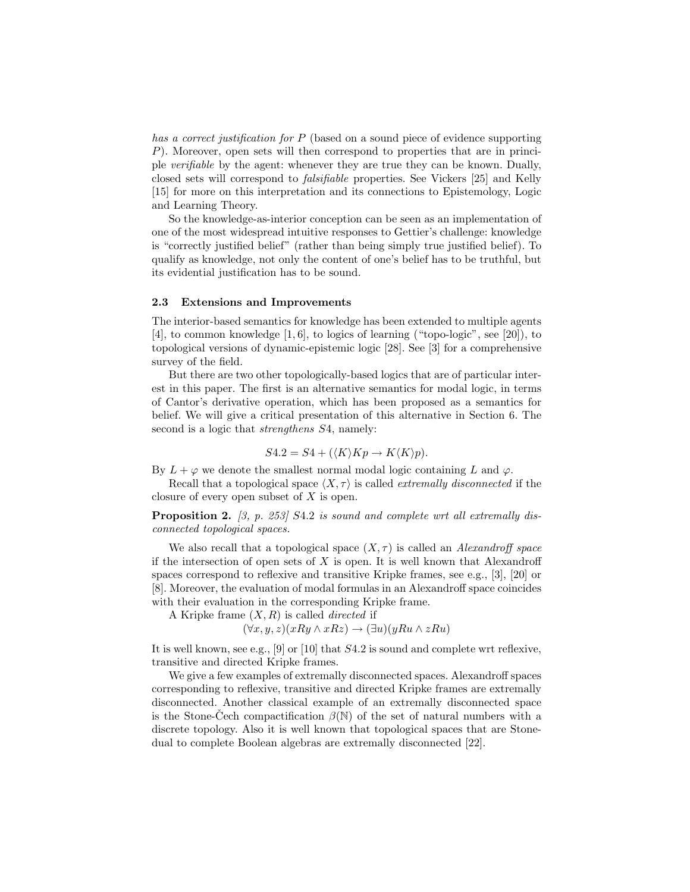*has a correct justification for P* (based on a sound piece of evidence supporting $P$). Moreover, open sets will then correspond to properties that are in principle *verifiable* by the agent: whenever they are true they can be known. Dually, closed sets will correspond to *falsifiable* properties. See Vickers [25] and Kelly [15] for more on this interpretation and its connections to Epistemology, Logic and Learning Theory.

So the knowledge-as-interior conception can be seen as an implementation of one of the most widespread intuitive responses to Gettier's challenge: knowledge is "correctly justified belief" (rather than being simply true justified belief). To qualify as knowledge, not only the content of one's belief has to be truthful, but its evidential justification has to be sound.

### 2.3 Extensions and Improvements

The interior-based semantics for knowledge has been extended to multiple agents [4], to common knowledge [1, 6], to logics of learning ("topo-logic", see [20]), to topological versions of dynamic-epistemic logic [28]. See [3] for a comprehensive survey of the field.

But there are two other topologically-based logics that are of particular interest in this paper. The first is an alternative semantics for modal logic, in terms of Cantor's derivative operation, which has been proposed as a semantics for belief. We will give a critical presentation of this alternative in Section 6. The second is a logic that *strengthens* $S4$, namely:

$$S4.2 = S4 + (\langle K\rangle Kp \to K\langle K\rangle p).$$

By $L + \varphi$ we denote the smallest normal modal logic containing $L$ and $\varphi$.

Recall that a topological space $\langle X, \tau\rangle$ is called *extremally disconnected* if the closure of every open subset of $X$ is open.

**Proposition 2.** *[3, p. 253] $S4.2$ is sound and complete wrt all extremally disconnected topological spaces.*

We also recall that a topological space $(X, \tau)$ is called an *Alexandroff space* if the intersection of open sets of $X$ is open. It is well known that Alexandroff spaces correspond to reflexive and transitive Kripke frames, see e.g., [3], [20] or [8]. Moreover, the evaluation of modal formulas in an Alexandroff space coincides with their evaluation in the corresponding Kripke frame.

A Kripke frame $(X, R)$ is called *directed* if

$$(\forall x, y, z)(xRy \wedge xRz) \to (\exists u)(yRu \wedge zRu)$$

It is well known, see e.g., [9] or [10] that $S4.2$ is sound and complete wrt reflexive, transitive and directed Kripke frames.

We give a few examples of extremally disconnected spaces. Alexandroff spaces corresponding to reflexive, transitive and directed Kripke frames are extremally disconnected. Another classical example of an extremally disconnected space is the Stone-Čech compactification $\beta(\mathbb{N})$ of the set of natural numbers with a discrete topology. Also it is well known that topological spaces that are Stone-dual to complete Boolean algebras are extremally disconnected [22].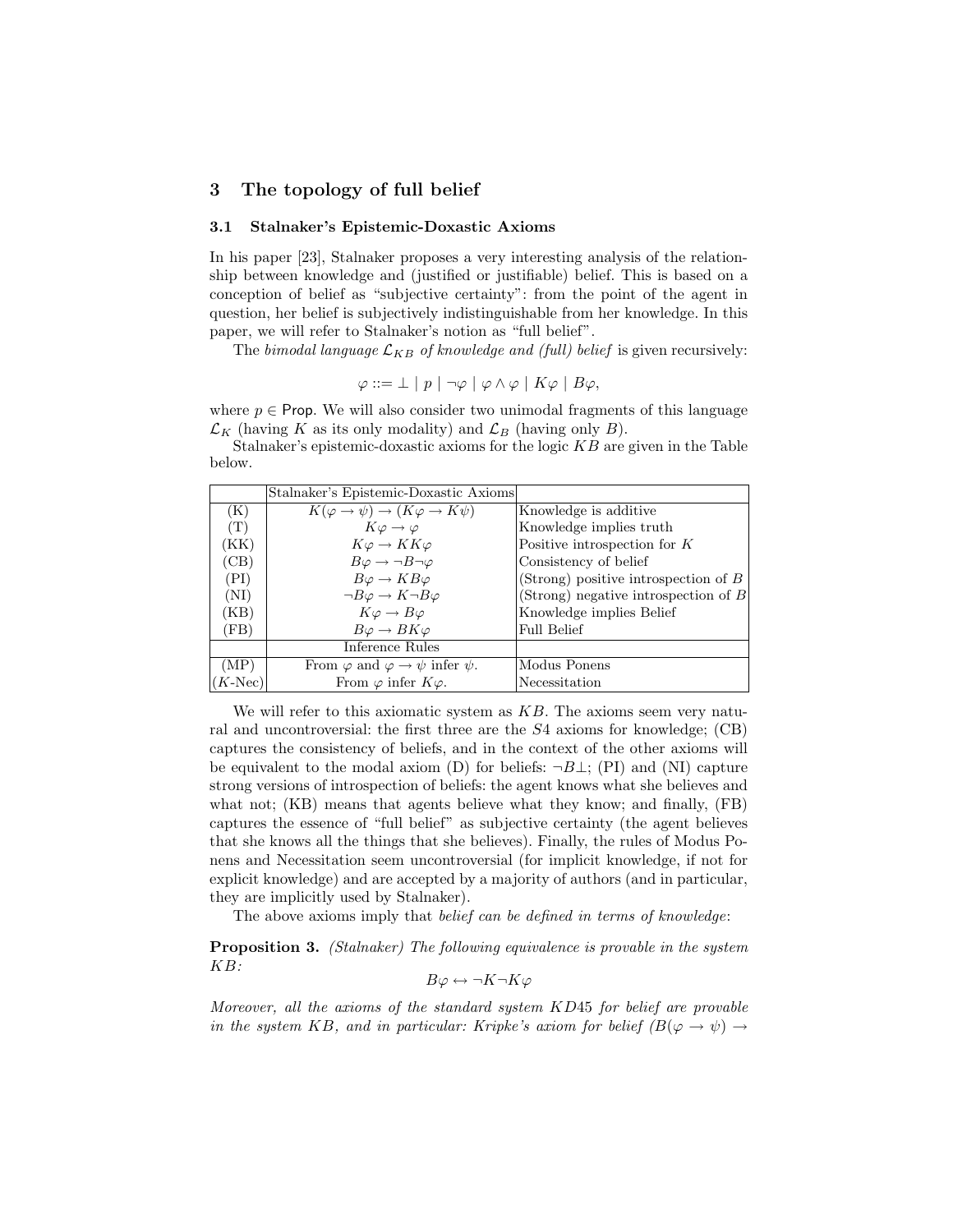## 3 The topology of full belief

### 3.1 Stalnaker's Epistemic-Doxastic Axioms

In his paper [23], Stalnaker proposes a very interesting analysis of the relationship between knowledge and (justified or justifiable) belief. This is based on a conception of belief as "subjective certainty": from the point of the agent in question, her belief is subjectively indistinguishable from her knowledge. In this paper, we will refer to Stalnaker's notion as "full belief".

The *bimodal language $\mathcal{L}_{KB}$ of knowledge and (full) belief* is given recursively:

$$\varphi ::= \bot \mid p \mid \neg\varphi \mid \varphi \wedge \varphi \mid K\varphi \mid B\varphi,$$

where $p \in \mathsf{Prop}$. We will also consider two unimodal fragments of this language $\mathcal{L}_K$ (having $K$ as its only modality) and $\mathcal{L}_B$ (having only $B$).

Stalnaker's epistemic-doxastic axioms for the logic $KB$ are given in the Table below.

| | Stalnaker's Epistemic-Doxastic Axioms | |
|---|---|---|
| (K) | $K(\varphi \to \psi) \to (K\varphi \to K\psi)$ | Knowledge is additive |
| (T) | $K\varphi \to \varphi$ | Knowledge implies truth |
| (KK) | $K\varphi \to KK\varphi$ | Positive introspection for $K$ |
| (CB) | $B\varphi \to \neg B\neg\varphi$ | Consistency of belief |
| (PI) | $B\varphi \to KB\varphi$ | (Strong) positive introspection of $B$ |
| (NI) | $\neg B\varphi \to K\neg B\varphi$ | (Strong) negative introspection of $B$ |
| (KB) | $K\varphi \to B\varphi$ | Knowledge implies Belief |
| (FB) | $B\varphi \to BK\varphi$ | Full Belief |
| | Inference Rules | |
| (MP) | From $\varphi$ and $\varphi \to \psi$ infer $\psi$. | Modus Ponens |
| ($K$-Nec) | From $\varphi$ infer $K\varphi$. | Necessitation |

We will refer to this axiomatic system as $KB$. The axioms seem very natural and uncontroversial: the first three are the $S4$ axioms for knowledge; (CB) captures the consistency of beliefs, and in the context of the other axioms will be equivalent to the modal axiom (D) for beliefs: $\neg B\bot$; (PI) and (NI) capture strong versions of introspection of beliefs: the agent knows what she believes and what not; (KB) means that agents believe what they know; and finally, (FB) captures the essence of "full belief" as subjective certainty (the agent believes that she knows all the things that she believes). Finally, the rules of Modus Ponens and Necessitation seem uncontroversial (for implicit knowledge, if not for explicit knowledge) and are accepted by a majority of authors (and in particular, they are implicitly used by Stalnaker).

The above axioms imply that *belief can be defined in terms of knowledge*:

**Proposition 3.** *(Stalnaker) The following equivalence is provable in the system $KB$:*

$$B\varphi \leftrightarrow \neg K\neg K\varphi$$

*Moreover, all the axioms of the standard system $KD45$ for belief are provable in the system $KB$, and in particular: Kripke's axiom for belief ($B(\varphi \to \psi) \to$*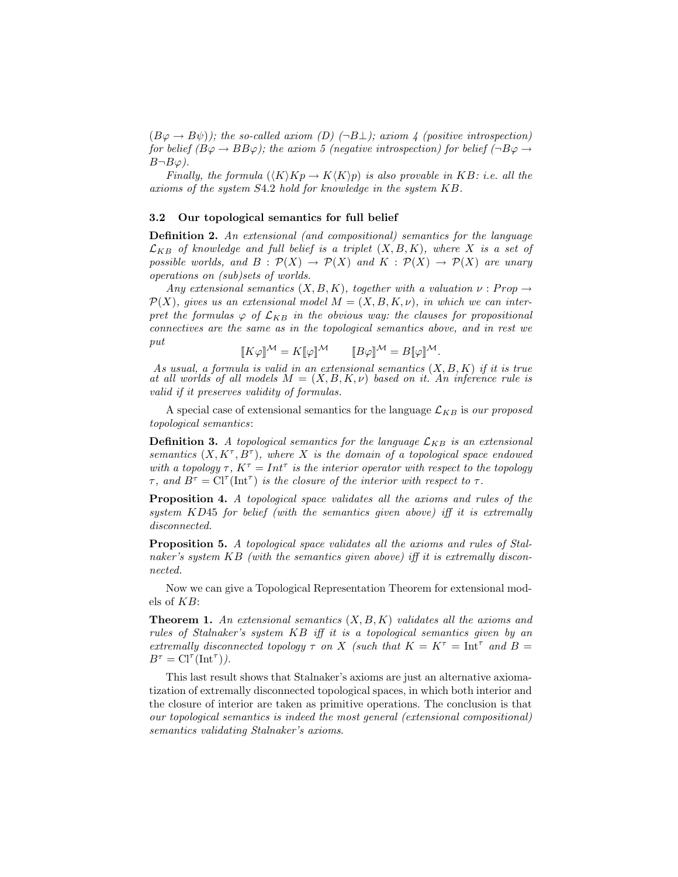$(B\varphi \to B\psi)$); *the so-called axiom (D)* $(\neg B\bot)$; *axiom 4 (positive introspection) for belief* $(B\varphi \to BB\varphi)$; *the axiom 5 (negative introspection) for belief* $(\neg B\varphi \to B\neg B\varphi)$.

*Finally, the formula* $(\langle K\rangle Kp \to K\langle K\rangle p)$ *is also provable in* $KB$: *i.e. all the axioms of the system* $S4.2$ *hold for knowledge in the system* $KB$.

### 3.2 Our topological semantics for full belief

**Definition 2.** *An extensional (and compositional) semantics for the language* $\mathcal{L}_{KB}$ *of knowledge and full belief is a triplet* $(X, B, K)$, *where* $X$ *is a set of possible worlds, and* $B : \mathcal{P}(X) \to \mathcal{P}(X)$ *and* $K : \mathcal{P}(X) \to \mathcal{P}(X)$ *are unary operations on (sub)sets of worlds.*

*Any extensional semantics* $(X, B, K)$, *together with a valuation* $\nu : Prop \to \mathcal{P}(X)$, *gives us an extensional model* $M = (X, B, K, \nu)$, *in which we can interpret the formulas* $\varphi$ *of* $\mathcal{L}_{KB}$ *in the obvious way: the clauses for propositional connectives are the same as in the topological semantics above, and in rest we put*

$$[\![K\varphi]\!]^{\mathcal{M}} = K[\![\varphi]\!]^{\mathcal{M}} \qquad [\![B\varphi]\!]^{\mathcal{M}} = B[\![\varphi]\!]^{\mathcal{M}}.$$

*As usual, a formula is valid in an extensional semantics* $(X, B, K)$ *if it is true at all worlds of all models* $M = (X, B, K, \nu)$ *based on it. An inference rule is valid if it preserves validity of formulas.*

A special case of extensional semantics for the language $\mathcal{L}_{KB}$ is *our proposed topological semantics*:

**Definition 3.** *A topological semantics for the language* $\mathcal{L}_{KB}$ *is an extensional semantics* $(X, K^\tau, B^\tau)$, *where* $X$ *is the domain of a topological space endowed with a topology* $\tau$, $K^\tau = Int^\tau$ *is the interior operator with respect to the topology* $\tau$, *and* $B^\tau = \mathrm{Cl}^\tau(\mathrm{Int}^\tau)$ *is the closure of the interior with respect to* $\tau$.

**Proposition 4.** *A topological space validates all the axioms and rules of the system* $KD45$ *for belief (with the semantics given above) iff it is extremally disconnected.*

**Proposition 5.** *A topological space validates all the axioms and rules of Stalnaker's system* $KB$ *(with the semantics given above) iff it is extremally disconnected.*

Now we can give a Topological Representation Theorem for extensional models of $KB$:

**Theorem 1.** *An extensional semantics* $(X, B, K)$ *validates all the axioms and rules of Stalnaker's system* $KB$ *iff it is a topological semantics given by an extremally disconnected topology* $\tau$ *on* $X$ *(such that* $K = K^\tau = \mathrm{Int}^\tau$ *and* $B = B^\tau = \mathrm{Cl}^\tau(\mathrm{Int}^\tau)$*).*

This last result shows that Stalnaker's axioms are just an alternative axiomatization of extremally disconnected topological spaces, in which both interior and the closure of interior are taken as primitive operations. The conclusion is that *our topological semantics is indeed the most general (extensional compositional) semantics validating Stalnaker's axioms.*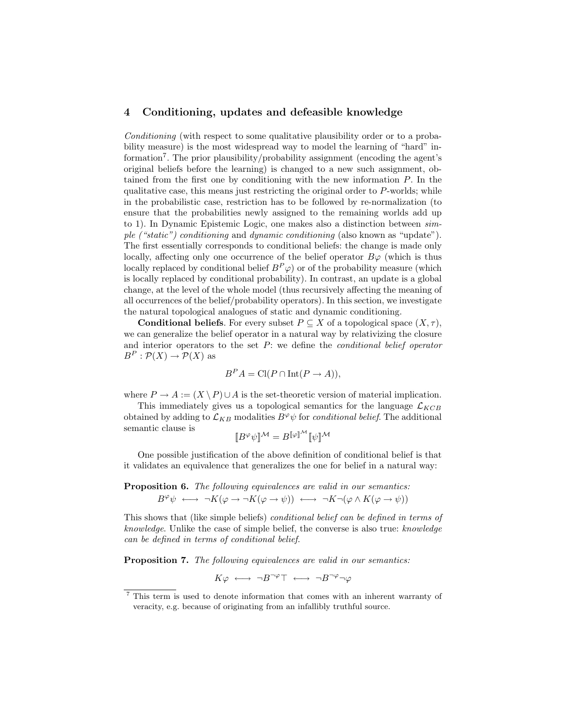## 4 Conditioning, updates and defeasible knowledge

*Conditioning* (with respect to some qualitative plausibility order or to a probability measure) is the most widespread way to model the learning of "hard" information[7]. The prior plausibility/probability assignment (encoding the agent's original beliefs before the learning) is changed to a new such assignment, obtained from the first one by conditioning with the new information $P$. In the qualitative case, this means just restricting the original order to $P$-worlds; while in the probabilistic case, restriction has to be followed by re-normalization (to ensure that the probabilities newly assigned to the remaining worlds add up to 1). In Dynamic Epistemic Logic, one makes also a distinction between *simple ("static") conditioning* and *dynamic conditioning* (also known as "update"). The first essentially corresponds to conditional beliefs: the change is made only locally, affecting only one occurrence of the belief operator $B\varphi$ (which is thus locally replaced by conditional belief $B^P\varphi$) or of the probability measure (which is locally replaced by conditional probability). In contrast, an update is a global change, at the level of the whole model (thus recursively affecting the meaning of all occurrences of the belief/probability operators). In this section, we investigate the natural topological analogues of static and dynamic conditioning.

**Conditional beliefs**. For every subset $P \subseteq X$ of a topological space $(X, \tau)$, we can generalize the belief operator in a natural way by relativizing the closure and interior operators to the set $P$: we define the *conditional belief operator* $B^P : \mathcal{P}(X) \to \mathcal{P}(X)$ as

$$B^P A = \mathrm{Cl}(P \cap \mathrm{Int}(P \to A)),$$

where $P \to A := (X \setminus P) \cup A$ is the set-theoretic version of material implication.

This immediately gives us a topological semantics for the language $\mathcal{L}_{KCB}$ obtained by adding to $\mathcal{L}_{KB}$ modalities $B^\varphi\psi$ for *conditional belief*. The additional semantic clause is

$$[\![B^\varphi\psi]\!]^{\mathcal{M}} = B^{[\![\varphi]\!]^{\mathcal{M}}}[\![\psi]\!]^{\mathcal{M}}$$

One possible justification of the above definition of conditional belief is that it validates an equivalence that generalizes the one for belief in a natural way:

**Proposition 6.** *The following equivalences are valid in our semantics:*

$$B^\varphi\psi \longleftrightarrow \neg K(\varphi \to \neg K(\varphi \to \psi)) \longleftrightarrow \neg K\neg(\varphi \wedge K(\varphi \to \psi))$$

This shows that (like simple beliefs) *conditional belief can be defined in terms of knowledge*. Unlike the case of simple belief, the converse is also true: *knowledge can be defined in terms of conditional belief*.

**Proposition 7.** *The following equivalences are valid in our semantics:*

$$K\varphi \longleftrightarrow \neg B^{\neg\varphi}\top \longleftrightarrow \neg B^{\neg\varphi}\neg\varphi$$

[7] This term is used to denote information that comes with an inherent warranty of veracity, e.g. because of originating from an infallibly truthful source.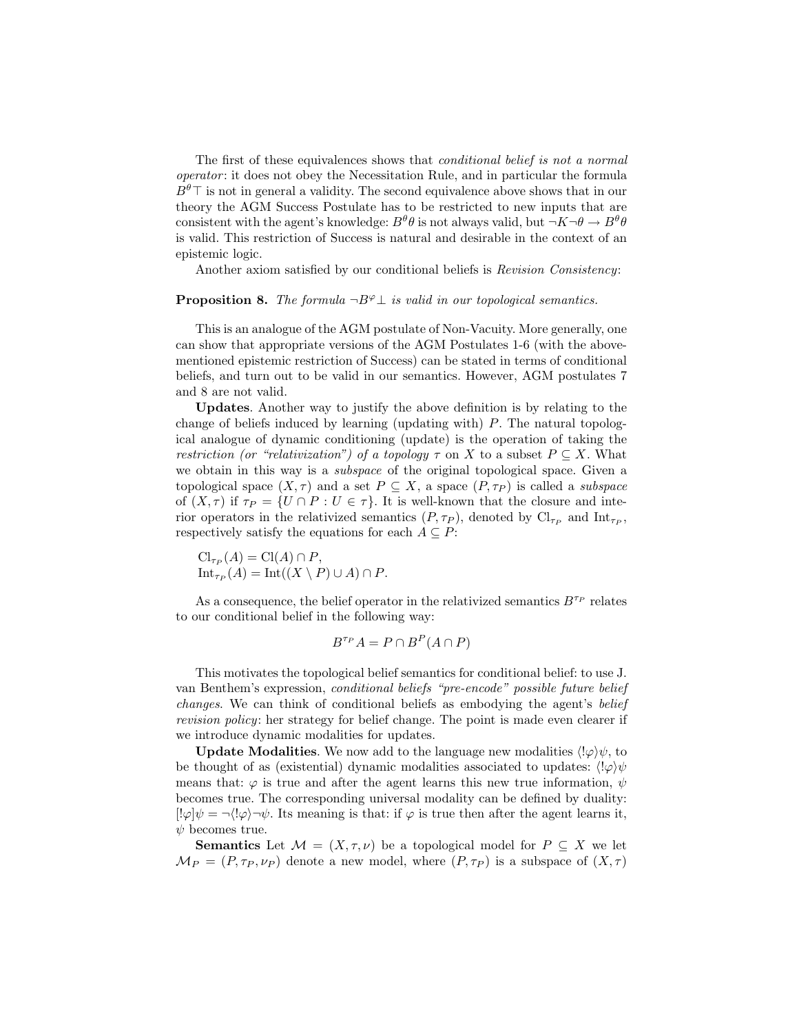The first of these equivalences shows that *conditional belief is not a normal operator*: it does not obey the Necessitation Rule, and in particular the formula $B^{\theta}\top$ is not in general a validity. The second equivalence above shows that in our theory the AGM Success Postulate has to be restricted to new inputs that are consistent with the agent's knowledge: $B^{\theta}\theta$ is not always valid, but $\neg K\neg\theta \rightarrow B^{\theta}\theta$ is valid. This restriction of Success is natural and desirable in the context of an epistemic logic.

Another axiom satisfied by our conditional beliefs is *Revision Consistency*:

**Proposition 8.** *The formula* $\neg B^{\varphi}\bot$ *is valid in our topological semantics.*

This is an analogue of the AGM postulate of Non-Vacuity. More generally, one can show that appropriate versions of the AGM Postulates 1-6 (with the above-mentioned epistemic restriction of Success) can be stated in terms of conditional beliefs, and turn out to be valid in our semantics. However, AGM postulates 7 and 8 are not valid.

**Updates**. Another way to justify the above definition is by relating to the change of beliefs induced by learning (updating with) $P$. The natural topological analogue of dynamic conditioning (update) is the operation of taking the *restriction (or "relativization") of a topology* $\tau$ on $X$ to a subset $P \subseteq X$. What we obtain in this way is a *subspace* of the original topological space. Given a topological space $(X, \tau)$ and a set $P \subseteq X$, a space $(P, \tau_P)$ is called a *subspace* of $(X, \tau)$ if $\tau_P = \{U \cap P : U \in \tau\}$. It is well-known that the closure and interior operators in the relativized semantics $(P, \tau_P)$, denoted by $\mathrm{Cl}_{\tau_P}$ and $\mathrm{Int}_{\tau_P}$, respectively satisfy the equations for each $A \subseteq P$:

$$\mathrm{Cl}_{\tau_P}(A) = \mathrm{Cl}(A) \cap P,$$
$$\mathrm{Int}_{\tau_P}(A) = \mathrm{Int}((X \setminus P) \cup A) \cap P.$$

As a consequence, the belief operator in the relativized semantics $B^{\tau_P}$ relates to our conditional belief in the following way:

$$B^{\tau_P} A = P \cap B^{P}(A \cap P)$$

This motivates the topological belief semantics for conditional belief: to use J. van Benthem's expression, *conditional beliefs "pre-encode" possible future belief changes*. We can think of conditional beliefs as embodying the agent's *belief revision policy*: her strategy for belief change. The point is made even clearer if we introduce dynamic modalities for updates.

**Update Modalities**. We now add to the language new modalities $\langle !\varphi \rangle \psi$, to be thought of as (existential) dynamic modalities associated to updates: $\langle !\varphi \rangle \psi$ means that: $\varphi$ is true and after the agent learns this new true information, $\psi$ becomes true. The corresponding universal modality can be defined by duality: $[!\varphi]\psi = \neg\langle !\varphi \rangle \neg\psi$. Its meaning is that: if $\varphi$ is true then after the agent learns it, $\psi$ becomes true.

**Semantics** Let $\mathcal{M} = (X, \tau, \nu)$ be a topological model for $P \subseteq X$ we let $\mathcal{M}_P = (P, \tau_P, \nu_P)$ denote a new model, where $(P, \tau_P)$ is a subspace of $(X, \tau)$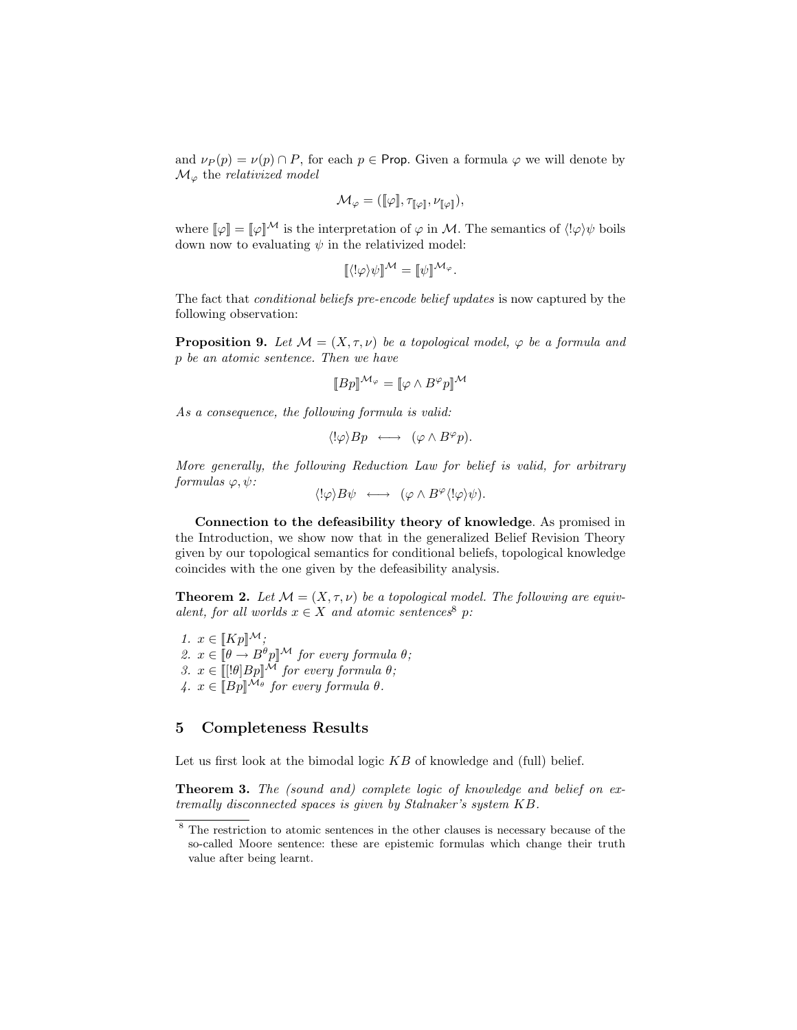and $\nu_P(p) = \nu(p) \cap P$, for each $p \in \mathsf{Prop}$. Given a formula $\varphi$ we will denote by $\mathcal{M}_\varphi$ the *relativized model*

$$\mathcal{M}_\varphi = (\llbracket\varphi\rrbracket, \tau_{\llbracket\varphi\rrbracket}, \nu_{\llbracket\varphi\rrbracket}),$$

where $\llbracket\varphi\rrbracket = \llbracket\varphi\rrbracket^{\mathcal{M}}$ is the interpretation of $\varphi$ in $\mathcal{M}$. The semantics of $\langle!\varphi\rangle\psi$ boils down now to evaluating $\psi$ in the relativized model:

$$\llbracket\langle!\varphi\rangle\psi\rrbracket^{\mathcal{M}} = \llbracket\psi\rrbracket^{\mathcal{M}_\varphi}.$$

The fact that *conditional beliefs pre-encode belief updates* is now captured by the following observation:

**Proposition 9.** *Let $\mathcal{M} = (X, \tau, \nu)$ be a topological model, $\varphi$ be a formula and $p$ be an atomic sentence. Then we have*

$$\llbracket Bp\rrbracket^{\mathcal{M}_\varphi} = \llbracket\varphi \wedge B^\varphi p\rrbracket^{\mathcal{M}}$$

*As a consequence, the following formula is valid:*

$$\langle!\varphi\rangle Bp \;\; \longleftrightarrow \;\; (\varphi \wedge B^\varphi p).$$

*More generally, the following Reduction Law for belief is valid, for arbitrary formulas $\varphi, \psi$:*

$$\langle!\varphi\rangle B\psi \;\; \longleftrightarrow \;\; (\varphi \wedge B^\varphi \langle!\varphi\rangle\psi).$$

**Connection to the defeasibility theory of knowledge**. As promised in the Introduction, we show now that in the generalized Belief Revision Theory given by our topological semantics for conditional beliefs, topological knowledge coincides with the one given by the defeasibility analysis.

**Theorem 2.** *Let $\mathcal{M} = (X, \tau, \nu)$ be a topological model. The following are equivalent, for all worlds $x \in X$ and atomic sentences[8] $p$:*

1. *$x \in \llbracket Kp\rrbracket^{\mathcal{M}}$;*
2. *$x \in \llbracket\theta \to B^\theta p\rrbracket^{\mathcal{M}}$ for every formula $\theta$;*
3. *$x \in \llbracket[!\theta]Bp\rrbracket^{\mathcal{M}}$ for every formula $\theta$;*
4. *$x \in \llbracket Bp\rrbracket^{\mathcal{M}_\theta}$ for every formula $\theta$.*

## 5 Completeness Results

Let us first look at the bimodal logic $KB$ of knowledge and (full) belief.

**Theorem 3.** *The (sound and) complete logic of knowledge and belief on extremally disconnected spaces is given by Stalnaker's system $KB$.*

[8] The restriction to atomic sentences in the other clauses is necessary because of the so-called Moore sentence: these are epistemic formulas which change their truth value after being learnt.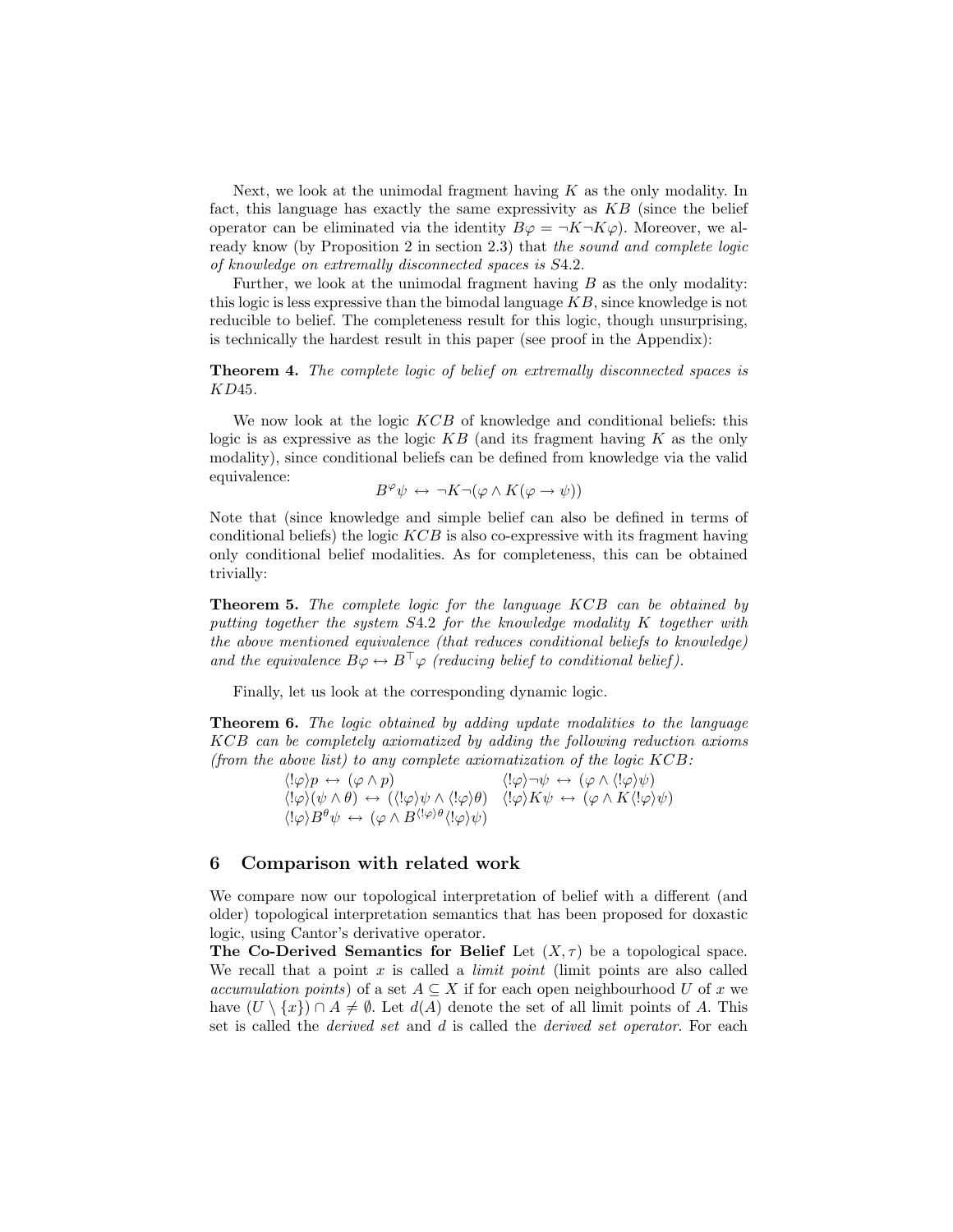Next, we look at the unimodal fragment having $K$ as the only modality. In fact, this language has exactly the same expressivity as $KB$ (since the belief operator can be eliminated via the identity $B\varphi = \neg K \neg K \varphi$). Moreover, we already know (by Proposition 2 in section 2.3) that *the sound and complete logic of knowledge on extremally disconnected spaces is* $S4.2$.

Further, we look at the unimodal fragment having $B$ as the only modality: this logic is less expressive than the bimodal language $KB$, since knowledge is not reducible to belief. The completeness result for this logic, though unsurprising, is technically the hardest result in this paper (see proof in the Appendix):

**Theorem 4.** *The complete logic of belief on extremally disconnected spaces is* $KD45$.

We now look at the logic $KCB$ of knowledge and conditional beliefs: this logic is as expressive as the logic $KB$ (and its fragment having $K$ as the only modality), since conditional beliefs can be defined from knowledge via the valid equivalence:

$$B^{\varphi}\psi \leftrightarrow \neg K \neg(\varphi \wedge K(\varphi \rightarrow \psi))$$

Note that (since knowledge and simple belief can also be defined in terms of conditional beliefs) the logic $KCB$ is also co-expressive with its fragment having only conditional belief modalities. As for completeness, this can be obtained trivially:

**Theorem 5.** *The complete logic for the language $KCB$ can be obtained by putting together the system $S4.2$ for the knowledge modality $K$ together with the above mentioned equivalence (that reduces conditional beliefs to knowledge) and the equivalence $B\varphi \leftrightarrow B^{\top}\varphi$ (reducing belief to conditional belief).*

Finally, let us look at the corresponding dynamic logic.

**Theorem 6.** *The logic obtained by adding update modalities to the language $KCB$ can be completely axiomatized by adding the following reduction axioms (from the above list) to any complete axiomatization of the logic $KCB$:*

$$\langle !\varphi\rangle p \leftrightarrow (\varphi \wedge p) \qquad \langle !\varphi\rangle \neg\psi \leftrightarrow (\varphi \wedge \langle !\varphi\rangle\psi)$$
$$\langle !\varphi\rangle(\psi \wedge \theta) \leftrightarrow (\langle !\varphi\rangle\psi \wedge \langle !\varphi\rangle\theta) \quad \langle !\varphi\rangle K\psi \leftrightarrow (\varphi \wedge K\langle !\varphi\rangle\psi)$$
$$\langle !\varphi\rangle B^{\theta}\psi \leftrightarrow (\varphi \wedge B^{\langle !\varphi\rangle\theta}\langle !\varphi\rangle\psi)$$

## 6 Comparison with related work

We compare now our topological interpretation of belief with a different (and older) topological interpretation semantics that has been proposed for doxastic logic, using Cantor's derivative operator.

**The Co-Derived Semantics for Belief** Let $(X, \tau)$ be a topological space. We recall that a point $x$ is called a *limit point* (limit points are also called *accumulation points*) of a set $A \subseteq X$ if for each open neighbourhood $U$ of $x$ we have $(U \setminus \{x\}) \cap A \neq \emptyset$. Let $d(A)$ denote the set of all limit points of $A$. This set is called the *derived set* and $d$ is called the *derived set operator*. For each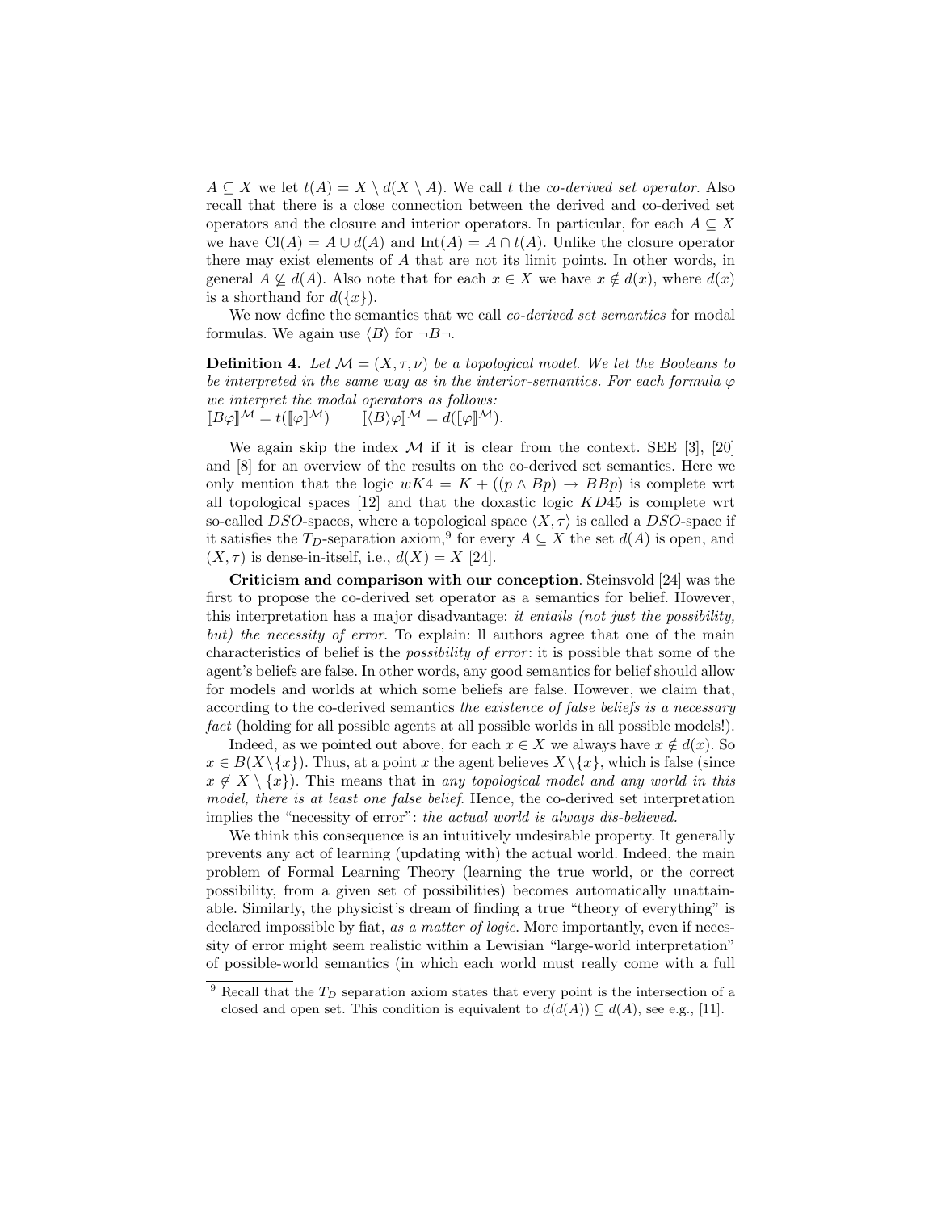$A \subseteq X$ we let $t(A) = X \setminus d(X \setminus A)$. We call $t$ the *co-derived set operator*. Also recall that there is a close connection between the derived and co-derived set operators and the closure and interior operators. In particular, for each $A \subseteq X$ we have $\mathrm{Cl}(A) = A \cup d(A)$ and $\mathrm{Int}(A) = A \cap t(A)$. Unlike the closure operator there may exist elements of $A$ that are not its limit points. In other words, in general $A \not\subseteq d(A)$. Also note that for each $x \in X$ we have $x \notin d(x)$, where $d(x)$ is a shorthand for $d(\{x\})$.

We now define the semantics that we call *co-derived set semantics* for modal formulas. We again use $\langle B \rangle$ for $\neg B \neg$.

**Definition 4.** *Let $\mathcal{M} = (X, \tau, \nu)$ be a topological model. We let the Booleans to be interpreted in the same way as in the interior-semantics. For each formula $\varphi$ we interpret the modal operators as follows:*
$[\![B\varphi]\!]^{\mathcal{M}} = t([\![\varphi]\!]^{\mathcal{M}}) \qquad [\![\langle B \rangle\varphi]\!]^{\mathcal{M}} = d([\![\varphi]\!]^{\mathcal{M}})$.

We again skip the index $\mathcal{M}$ if it is clear from the context. SEE [3], [20] and [8] for an overview of the results on the co-derived set semantics. Here we only mention that the logic $wK4 = K + ((p \wedge Bp) \to BBp)$ is complete wrt all topological spaces [12] and that the doxastic logic $KD45$ is complete wrt so-called $DSO$-spaces, where a topological space $\langle X, \tau \rangle$ is called a $DSO$-space if it satisfies the $T_D$-separation axiom,[9] for every $A \subseteq X$ the set $d(A)$ is open, and $(X, \tau)$ is dense-in-itself, i.e., $d(X) = X$ [24].

**Criticism and comparison with our conception**. Steinsvold [24] was the first to propose the co-derived set operator as a semantics for belief. However, this interpretation has a major disadvantage: *it entails (not just the possibility, but) the necessity of error.* To explain: ll authors agree that one of the main characteristics of belief is the *possibility of error*: it is possible that some of the agent's beliefs are false. In other words, any good semantics for belief should allow for models and worlds at which some beliefs are false. However, we claim that, according to the co-derived semantics *the existence of false beliefs is a necessary fact* (holding for all possible agents at all possible worlds in all possible models!).

Indeed, as we pointed out above, for each $x \in X$ we always have $x \notin d(x)$. So $x \in B(X \setminus \{x\})$. Thus, at a point $x$ the agent believes $X \setminus \{x\}$, which is false (since $x \notin X \setminus \{x\}$). This means that in *any topological model and any world in this model, there is at least one false belief*. Hence, the co-derived set interpretation implies the "necessity of error": *the actual world is always dis-believed.*

We think this consequence is an intuitively undesirable property. It generally prevents any act of learning (updating with) the actual world. Indeed, the main problem of Formal Learning Theory (learning the true world, or the correct possibility, from a given set of possibilities) becomes automatically unattainable. Similarly, the physicist's dream of finding a true "theory of everything" is declared impossible by fiat, *as a matter of logic*. More importantly, even if necessity of error might seem realistic within a Lewisian "large-world interpretation" of possible-world semantics (in which each world must really come with a full

[9] Recall that the $T_D$ separation axiom states that every point is the intersection of a closed and open set. This condition is equivalent to $d(d(A)) \subseteq d(A)$, see e.g., [11].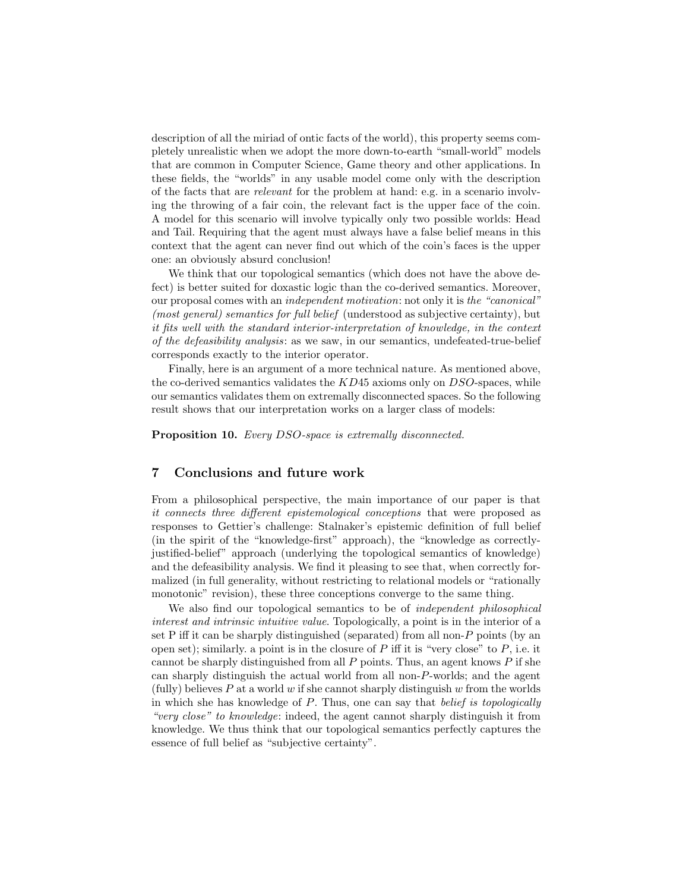description of all the miriad of ontic facts of the world), this property seems completely unrealistic when we adopt the more down-to-earth "small-world" models that are common in Computer Science, Game theory and other applications. In these fields, the "worlds" in any usable model come only with the description of the facts that are *relevant* for the problem at hand: e.g. in a scenario involving the throwing of a fair coin, the relevant fact is the upper face of the coin. A model for this scenario will involve typically only two possible worlds: Head and Tail. Requiring that the agent must always have a false belief means in this context that the agent can never find out which of the coin's faces is the upper one: an obviously absurd conclusion!

We think that our topological semantics (which does not have the above defect) is better suited for doxastic logic than the co-derived semantics. Moreover, our proposal comes with an *independent motivation*: not only it is *the "canonical" (most general) semantics for full belief* (understood as subjective certainty), but *it fits well with the standard interior-interpretation of knowledge, in the context of the defeasibility analysis*: as we saw, in our semantics, undefeated-true-belief corresponds exactly to the interior operator.

Finally, here is an argument of a more technical nature. As mentioned above, the co-derived semantics validates the $KD45$ axioms only on $DSO$-spaces, while our semantics validates them on extremally disconnected spaces. So the following result shows that our interpretation works on a larger class of models:

**Proposition 10.** *Every DSO-space is extremally disconnected.*

## 7 Conclusions and future work

From a philosophical perspective, the main importance of our paper is that *it connects three different epistemological conceptions* that were proposed as responses to Gettier's challenge: Stalnaker's epistemic definition of full belief (in the spirit of the "knowledge-first" approach), the "knowledge as correctly-justified-belief" approach (underlying the topological semantics of knowledge) and the defeasibility analysis. We find it pleasing to see that, when correctly formalized (in full generality, without restricting to relational models or "rationally monotonic" revision), these three conceptions converge to the same thing.

We also find our topological semantics to be of *independent philosophical interest and intrinsic intuitive value*. Topologically, a point is in the interior of a set P iff it can be sharply distinguished (separated) from all non-$P$ points (by an open set); similarly. a point is in the closure of $P$ iff it is "very close" to $P$, i.e. it cannot be sharply distinguished from all $P$ points. Thus, an agent knows $P$ if she can sharply distinguish the actual world from all non-$P$-worlds; and the agent (fully) believes $P$ at a world $w$ if she cannot sharply distinguish $w$ from the worlds in which she has knowledge of $P$. Thus, one can say that *belief is topologically "very close" to knowledge*: indeed, the agent cannot sharply distinguish it from knowledge. We thus think that our topological semantics perfectly captures the essence of full belief as "subjective certainty".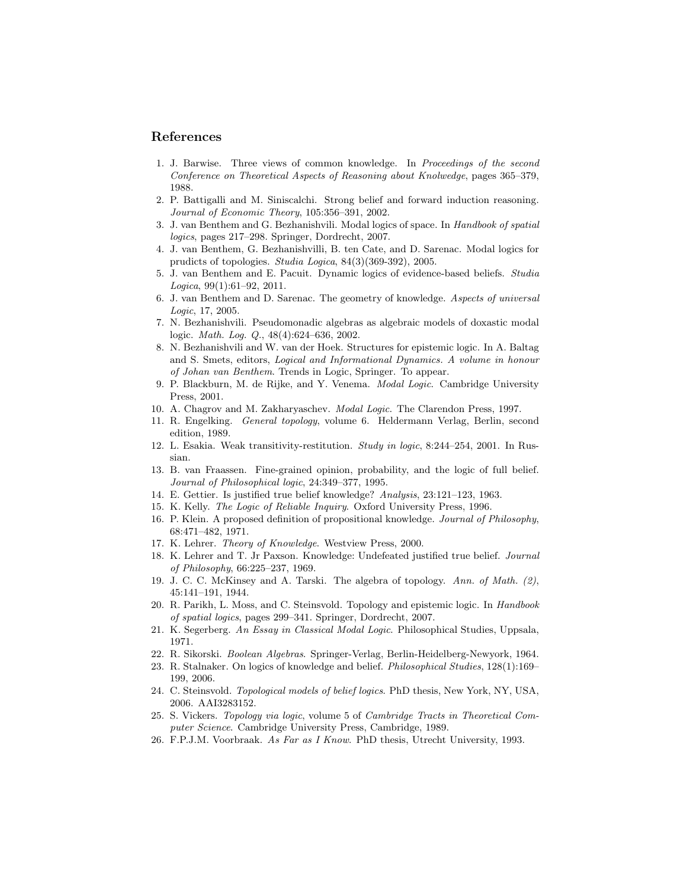## References

1. J. Barwise. Three views of common knowledge. In *Proceedings of the second Conference on Theoretical Aspects of Reasoning about Knolwedge*, pages 365–379, 1988.
2. P. Battigalli and M. Siniscalchi. Strong belief and forward induction reasoning. *Journal of Economic Theory*, 105:356–391, 2002.
3. J. van Benthem and G. Bezhanishvili. Modal logics of space. In *Handbook of spatial logics*, pages 217–298. Springer, Dordrecht, 2007.
4. J. van Benthem, G. Bezhanishvilli, B. ten Cate, and D. Sarenac. Modal logics for prudicts of topologies. *Studia Logica*, 84(3)(369-392), 2005.
5. J. van Benthem and E. Pacuit. Dynamic logics of evidence-based beliefs. *Studia Logica*, 99(1):61–92, 2011.
6. J. van Benthem and D. Sarenac. The geometry of knowledge. *Aspects of universal Logic*, 17, 2005.
7. N. Bezhanishvili. Pseudomonadic algebras as algebraic models of doxastic modal logic. *Math. Log. Q.*, 48(4):624–636, 2002.
8. N. Bezhanishvili and W. van der Hoek. Structures for epistemic logic. In A. Baltag and S. Smets, editors, *Logical and Informational Dynamics. A volume in honour of Johan van Benthem*. Trends in Logic, Springer. To appear.
9. P. Blackburn, M. de Rijke, and Y. Venema. *Modal Logic*. Cambridge University Press, 2001.
10. A. Chagrov and M. Zakharyaschev. *Modal Logic*. The Clarendon Press, 1997.
11. R. Engelking. *General topology*, volume 6. Heldermann Verlag, Berlin, second edition, 1989.
12. L. Esakia. Weak transitivity-restitution. *Study in logic*, 8:244–254, 2001. In Russian.
13. B. van Fraassen. Fine-grained opinion, probability, and the logic of full belief. *Journal of Philosophical logic*, 24:349–377, 1995.
14. E. Gettier. Is justified true belief knowledge? *Analysis*, 23:121–123, 1963.
15. K. Kelly. *The Logic of Reliable Inquiry*. Oxford University Press, 1996.
16. P. Klein. A proposed definition of propositional knowledge. *Journal of Philosophy*, 68:471–482, 1971.
17. K. Lehrer. *Theory of Knowledge*. Westview Press, 2000.
18. K. Lehrer and T. Jr Paxson. Knowledge: Undefeated justified true belief. *Journal of Philosophy*, 66:225–237, 1969.
19. J. C. C. McKinsey and A. Tarski. The algebra of topology. *Ann. of Math. (2)*, 45:141–191, 1944.
20. R. Parikh, L. Moss, and C. Steinsvold. Topology and epistemic logic. In *Handbook of spatial logics*, pages 299–341. Springer, Dordrecht, 2007.
21. K. Segerberg. *An Essay in Classical Modal Logic*. Philosophical Studies, Uppsala, 1971.
22. R. Sikorski. *Boolean Algebras*. Springer-Verlag, Berlin-Heidelberg-Newyork, 1964.
23. R. Stalnaker. On logics of knowledge and belief. *Philosophical Studies*, 128(1):169–199, 2006.
24. C. Steinsvold. *Topological models of belief logics*. PhD thesis, New York, NY, USA, 2006. AAI3283152.
25. S. Vickers. *Topology via logic*, volume 5 of *Cambridge Tracts in Theoretical Computer Science*. Cambridge University Press, Cambridge, 1989.
26. F.P.J.M. Voorbraak. *As Far as I Know*. PhD thesis, Utrecht University, 1993.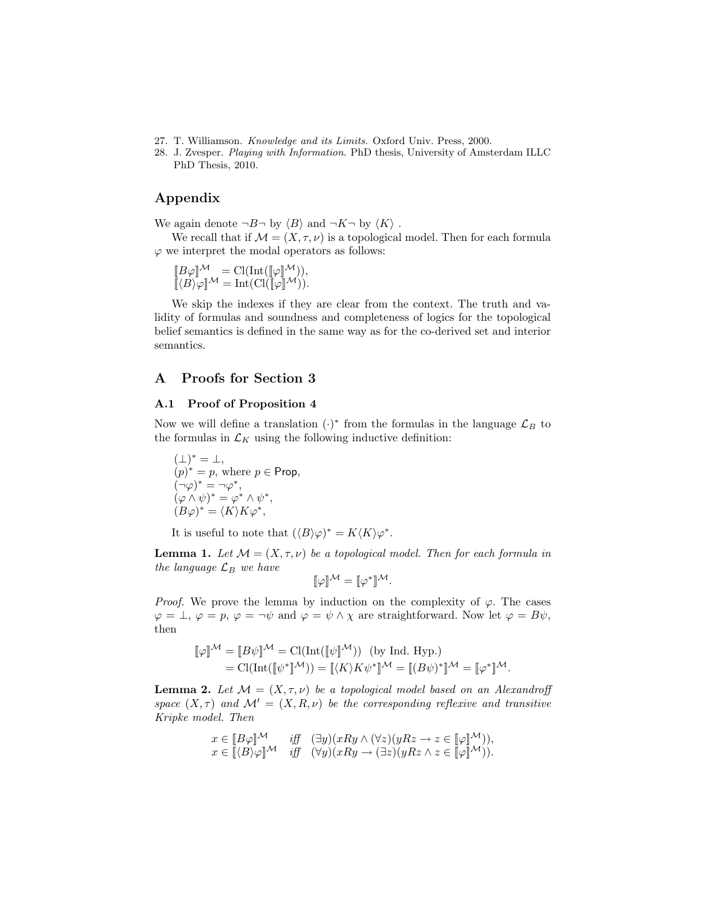27. T. Williamson. *Knowledge and its Limits*. Oxford Univ. Press, 2000.
28. J. Zvesper. *Playing with Information*. PhD thesis, University of Amsterdam ILLC PhD Thesis, 2010.

## Appendix

We again denote $\neg B \neg$ by $\langle B \rangle$ and $\neg K \neg$ by $\langle K \rangle$ .

We recall that if $\mathcal{M} = (X, \tau, \nu)$ is a topological model. Then for each formula $\varphi$ we interpret the modal operators as follows:

$$
\begin{aligned}
\llbracket B\varphi \rrbracket^{\mathcal{M}} &= \mathrm{Cl}(\mathrm{Int}(\llbracket \varphi \rrbracket^{\mathcal{M}})), \\
\llbracket \langle B \rangle \varphi \rrbracket^{\mathcal{M}} &= \mathrm{Int}(\mathrm{Cl}(\llbracket \varphi \rrbracket^{\mathcal{M}})).
\end{aligned}
$$

We skip the indexes if they are clear from the context. The truth and validity of formulas and soundness and completeness of logics for the topological belief semantics is defined in the same way as for the co-derived set and interior semantics.

## A Proofs for Section 3

### A.1 Proof of Proposition 4

Now we will define a translation $(\cdot)^*$ from the formulas in the language $\mathcal{L}_B$ to the formulas in $\mathcal{L}_K$ using the following inductive definition:

$(\bot)^* = \bot$,
$(p)^* = p$, where $p \in \mathsf{Prop}$,
$(\neg\varphi)^* = \neg\varphi^*$,
$(\varphi \wedge \psi)^* = \varphi^* \wedge \psi^*$,
$(B\varphi)^* = \langle K \rangle K \varphi^*$,

It is useful to note that $(\langle B \rangle \varphi)^* = K \langle K \rangle \varphi^*$.

**Lemma 1.** *Let $\mathcal{M} = (X, \tau, \nu)$ be a topological model. Then for each formula in the language $\mathcal{L}_B$ we have*

$$\llbracket \varphi \rrbracket^{\mathcal{M}} = \llbracket \varphi^* \rrbracket^{\mathcal{M}}.$$

*Proof.* We prove the lemma by induction on the complexity of $\varphi$. The cases $\varphi = \bot$, $\varphi = p$, $\varphi = \neg\psi$ and $\varphi = \psi \wedge \chi$ are straightforward. Now let $\varphi = B\psi$, then

$$
\begin{aligned}
\llbracket \varphi \rrbracket^{\mathcal{M}} = \llbracket B\psi \rrbracket^{\mathcal{M}} &= \mathrm{Cl}(\mathrm{Int}(\llbracket \psi \rrbracket^{\mathcal{M}})) \quad \text{(by Ind. Hyp.)} \\
&= \mathrm{Cl}(\mathrm{Int}(\llbracket \psi^* \rrbracket^{\mathcal{M}})) = \llbracket \langle K \rangle K \psi^* \rrbracket^{\mathcal{M}} = \llbracket (B\psi)^* \rrbracket^{\mathcal{M}} = \llbracket \varphi^* \rrbracket^{\mathcal{M}}.
\end{aligned}
$$

**Lemma 2.** *Let $\mathcal{M} = (X, \tau, \nu)$ be a topological model based on an Alexandroff space $(X, \tau)$ and $\mathcal{M}' = (X, R, \nu)$ be the corresponding reflexive and transitive Kripke model. Then*

$$
\begin{aligned}
x \in \llbracket B\varphi \rrbracket^{\mathcal{M}} \quad &\textit{iff} \quad (\exists y)(xRy \wedge (\forall z)(yRz \to z \in \llbracket \varphi \rrbracket^{\mathcal{M}})), \\
x \in \llbracket \langle B \rangle \varphi \rrbracket^{\mathcal{M}} \quad &\textit{iff} \quad (\forall y)(xRy \to (\exists z)(yRz \wedge z \in \llbracket \varphi \rrbracket^{\mathcal{M}})).
\end{aligned}
$$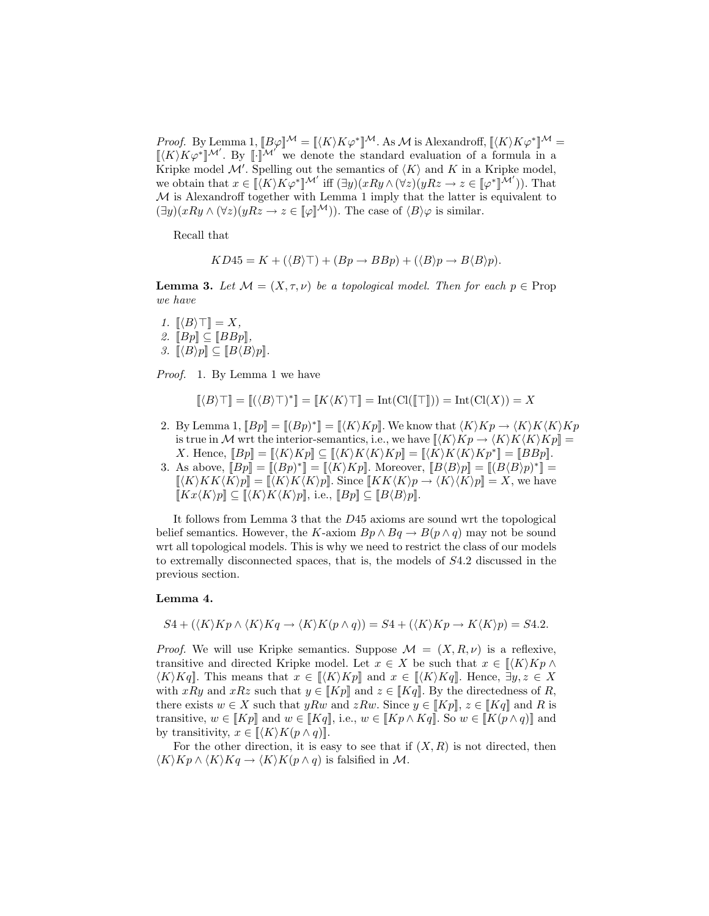*Proof.* By Lemma 1, $[\![B\varphi]\!]^{\mathcal{M}} = [\![\langle K\rangle K\varphi^*]\!]^{\mathcal{M}}$. As $\mathcal{M}$ is Alexandroff, $[\![\langle K\rangle K\varphi^*]\!]^{\mathcal{M}} = [\![\langle K\rangle K\varphi^*]\!]^{\mathcal{M}'}$. By $[\![\cdot]\!]^{\mathcal{M}'}$ we denote the standard evaluation of a formula in a Kripke model $\mathcal{M}'$. Spelling out the semantics of $\langle K\rangle$ and $K$ in a Kripke model, we obtain that $x \in [\![\langle K\rangle K\varphi^*]\!]^{\mathcal{M}'}$ iff $(\exists y)(xRy \wedge (\forall z)(yRz \rightarrow z \in [\![\varphi^*]\!]^{\mathcal{M}'}))$. That $\mathcal{M}$ is Alexandroff together with Lemma 1 imply that the latter is equivalent to $(\exists y)(xRy \wedge (\forall z)(yRz \rightarrow z \in [\![\varphi]\!]^{\mathcal{M}}))$. The case of $\langle B\rangle\varphi$ is similar.

Recall that

$$KD45 = K + (\langle B\rangle\top) + (Bp \rightarrow BBp) + (\langle B\rangle p \rightarrow B\langle B\rangle p).$$

**Lemma 3.** *Let $\mathcal{M} = (X, \tau, \nu)$ be a topological model. Then for each $p \in \text{Prop}$ we have*

1. $[\![\langle B\rangle\top]\!] = X$,
2. $[\![Bp]\!] \subseteq [\![BBp]\!]$,
3. $[\![\langle B\rangle p]\!] \subseteq [\![B\langle B\rangle p]\!]$.

*Proof.* 1. By Lemma 1 we have

$$[\![\langle B\rangle\top]\!] = [\![(\langle B\rangle\top)^*]\!] = [\![K\langle K\rangle\top]\!] = \text{Int}(\text{Cl}([\![\top]\!])) = \text{Int}(\text{Cl}(X)) = X$$

2. By Lemma 1, $[\![Bp]\!] = [\![(Bp)^*]\!] = [\![\langle K\rangle Kp]\!]$. We know that $\langle K\rangle Kp \rightarrow \langle K\rangle K\langle K\rangle Kp$ is true in $\mathcal{M}$ wrt the interior-semantics, i.e., we have $[\![\langle K\rangle Kp \rightarrow \langle K\rangle K\langle K\rangle Kp]\!] = X$. Hence, $[\![Bp]\!] = [\![\langle K\rangle Kp]\!] \subseteq [\![\langle K\rangle K\langle K\rangle Kp]\!] = [\![\langle K\rangle K\langle K\rangle Kp^*]\!] = [\![BBp]\!]$.
3. As above, $[\![Bp]\!] = [\![(Bp)^*]\!] = [\![\langle K\rangle Kp]\!]$. Moreover, $[\![B\langle B\rangle p]\!] = [\![(B\langle B\rangle p)^*]\!] = [\![\langle K\rangle KK\langle K\rangle p]\!] = [\![\langle K\rangle K\langle K\rangle p]\!]$. Since $[\![KK\langle K\rangle p \rightarrow \langle K\rangle\langle K\rangle p]\!] = X$, we have $[\![Kx\langle K\rangle p]\!] \subseteq [\![\langle K\rangle K\langle K\rangle p]\!]$, i.e., $[\![Bp]\!] \subseteq [\![B\langle B\rangle p]\!]$.

It follows from Lemma 3 that the $D45$ axioms are sound wrt the topological belief semantics. However, the $K$-axiom $Bp \wedge Bq \rightarrow B(p \wedge q)$ may not be sound wrt all topological models. This is why we need to restrict the class of our models to extremally disconnected spaces, that is, the models of $S4.2$ discussed in the previous section.

**Lemma 4.**

$$S4 + (\langle K\rangle Kp \wedge \langle K\rangle Kq \rightarrow \langle K\rangle K(p \wedge q)) = S4 + (\langle K\rangle Kp \rightarrow K\langle K\rangle p) = S4.2.$$

*Proof.* We will use Kripke semantics. Suppose $\mathcal{M} = (X, R, \nu)$ is a reflexive, transitive and directed Kripke model. Let $x \in X$ be such that $x \in [\![\langle K\rangle Kp \wedge \langle K\rangle Kq]\!]$. This means that $x \in [\![\langle K\rangle Kp]\!]$ and $x \in [\![\langle K\rangle Kq]\!]$. Hence, $\exists y, z \in X$ with $xRy$ and $xRz$ such that $y \in [\![Kp]\!]$ and $z \in [\![Kq]\!]$. By the directedness of $R$, there exists $w \in X$ such that $yRw$ and $zRw$. Since $y \in [\![Kp]\!]$, $z \in [\![Kq]\!]$ and $R$ is transitive, $w \in [\![Kp]\!]$ and $w \in [\![Kq]\!]$, i.e., $w \in [\![Kp \wedge Kq]\!]$. So $w \in [\![K(p \wedge q)]\!]$ and by transitivity, $x \in [\![\langle K\rangle K(p \wedge q)]\!]$.

For the other direction, it is easy to see that if $(X, R)$ is not directed, then $\langle K\rangle Kp \wedge \langle K\rangle Kq \rightarrow \langle K\rangle K(p \wedge q)$ is falsified in $\mathcal{M}$.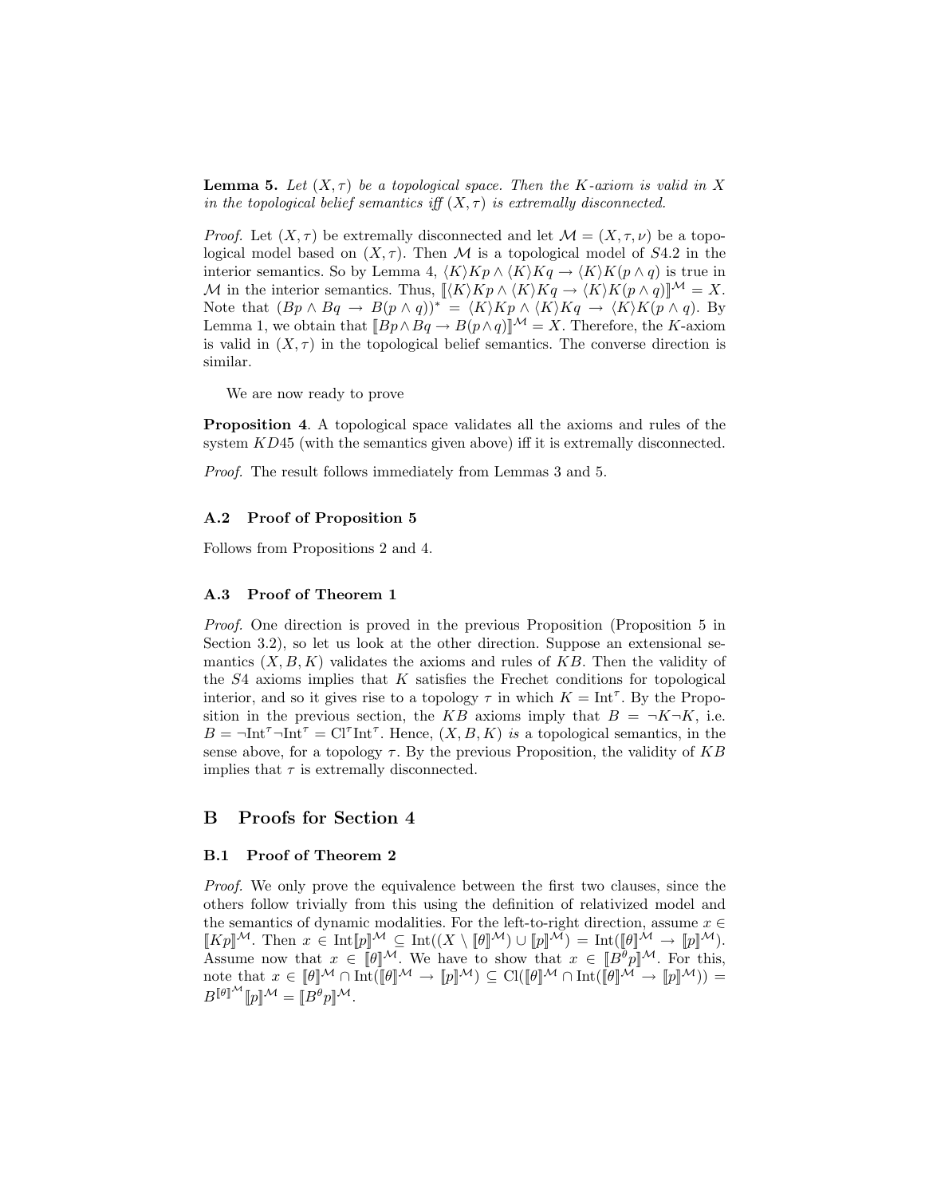**Lemma 5.** *Let $(X, \tau)$ be a topological space. Then the $K$-axiom is valid in $X$ in the topological belief semantics iff $(X, \tau)$ is extremally disconnected.*

*Proof.* Let $(X, \tau)$ be extremally disconnected and let $\mathcal{M} = (X, \tau, \nu)$ be a topological model based on $(X, \tau)$. Then $\mathcal{M}$ is a topological model of $S4.2$ in the interior semantics. So by Lemma 4, $\langle K \rangle Kp \wedge \langle K \rangle Kq \rightarrow \langle K \rangle K(p \wedge q)$ is true in $\mathcal{M}$ in the interior semantics. Thus, $[\![\langle K \rangle Kp \wedge \langle K \rangle Kq \rightarrow \langle K \rangle K(p \wedge q)]\!]^{\mathcal{M}} = X$. Note that $(Bp \wedge Bq \rightarrow B(p \wedge q))^* = \langle K \rangle Kp \wedge \langle K \rangle Kq \rightarrow \langle K \rangle K(p \wedge q)$. By Lemma 1, we obtain that $[\![Bp \wedge Bq \rightarrow B(p \wedge q)]\!]^{\mathcal{M}} = X$. Therefore, the $K$-axiom is valid in $(X, \tau)$ in the topological belief semantics. The converse direction is similar.

We are now ready to prove

**Proposition 4**. A topological space validates all the axioms and rules of the system $KD45$ (with the semantics given above) iff it is extremally disconnected.

*Proof.* The result follows immediately from Lemmas 3 and 5.

### A.2 Proof of Proposition 5

Follows from Propositions 2 and 4.

### A.3 Proof of Theorem 1

*Proof.* One direction is proved in the previous Proposition (Proposition 5 in Section 3.2), so let us look at the other direction. Suppose an extensional semantics $(X, B, K)$ validates the axioms and rules of $KB$. Then the validity of the $S4$ axioms implies that $K$ satisfies the Frechet conditions for topological interior, and so it gives rise to a topology $\tau$ in which $K = \mathrm{Int}^{\tau}$. By the Proposition in the previous section, the $KB$ axioms imply that $B = \neg K \neg K$, i.e. $B = \neg \mathrm{Int}^{\tau} \neg \mathrm{Int}^{\tau} = \mathrm{Cl}^{\tau} \mathrm{Int}^{\tau}$. Hence, $(X, B, K)$ *is* a topological semantics, in the sense above, for a topology $\tau$. By the previous Proposition, the validity of $KB$ implies that $\tau$ is extremally disconnected.

## B Proofs for Section 4

### B.1 Proof of Theorem 2

*Proof.* We only prove the equivalence between the first two clauses, since the others follow trivially from this using the definition of relativized model and the semantics of dynamic modalities. For the left-to-right direction, assume $x \in [\![Kp]\!]^{\mathcal{M}}$. Then $x \in \mathrm{Int}[\![p]\!]^{\mathcal{M}} \subseteq \mathrm{Int}((X \setminus [\![\theta]\!]^{\mathcal{M}}) \cup [\![p]\!]^{\mathcal{M}}) = \mathrm{Int}([\![\theta]\!]^{\mathcal{M}} \rightarrow [\![p]\!]^{\mathcal{M}})$. Assume now that $x \in [\![\theta]\!]^{\mathcal{M}}$. We have to show that $x \in [\![B^{\theta}p]\!]^{\mathcal{M}}$. For this, note that $x \in [\![\theta]\!]^{\mathcal{M}} \cap \mathrm{Int}([\![\theta]\!]^{\mathcal{M}} \rightarrow [\![p]\!]^{\mathcal{M}}) \subseteq \mathrm{Cl}([\![\theta]\!]^{\mathcal{M}} \cap \mathrm{Int}([\![\theta]\!]^{\mathcal{M}} \rightarrow [\![p]\!]^{\mathcal{M}})) = B^{[\![\theta]\!]^{\mathcal{M}}}[\![p]\!]^{\mathcal{M}} = [\![B^{\theta}p]\!]^{\mathcal{M}}$.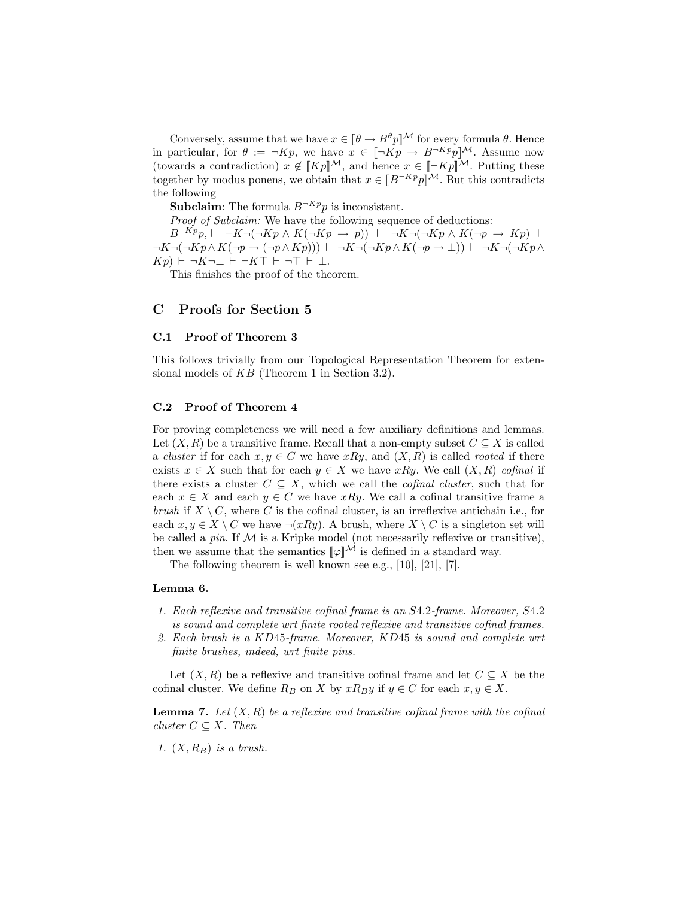Conversely, assume that we have $x \in [\![\theta \to B^{\theta}p]\!]^{\mathcal{M}}$ for every formula $\theta$. Hence in particular, for $\theta := \neg Kp$, we have $x \in [\![\neg Kp \to B^{\neg Kp}p]\!]^{\mathcal{M}}$. Assume now (towards a contradiction) $x \notin [\![Kp]\!]^{\mathcal{M}}$, and hence $x \in [\![\neg Kp]\!]^{\mathcal{M}}$. Putting these together by modus ponens, we obtain that $x \in [\![B^{\neg Kp}p]\!]^{\mathcal{M}}$. But this contradicts the following

**Subclaim**: The formula $B^{\neg Kp}p$ is inconsistent.

*Proof of Subclaim:* We have the following sequence of deductions:

$B^{\neg Kp}p, \vdash \neg K\neg(\neg Kp \wedge K(\neg Kp \to p)) \vdash \neg K\neg(\neg Kp \wedge K(\neg p \to Kp) \vdash \neg K\neg(\neg Kp \wedge K(\neg p \to (\neg p \wedge Kp))) \vdash \neg K\neg(\neg Kp \wedge K(\neg p \to \bot)) \vdash \neg K\neg(\neg Kp \wedge Kp) \vdash \neg K\neg\bot \vdash \neg K\top \vdash \neg\top \vdash \bot$.

This finishes the proof of the theorem.

## C Proofs for Section 5

### C.1 Proof of Theorem 3

This follows trivially from our Topological Representation Theorem for extensional models of $KB$ (Theorem 1 in Section 3.2).

### C.2 Proof of Theorem 4

For proving completeness we will need a few auxiliary definitions and lemmas. Let $(X, R)$ be a transitive frame. Recall that a non-empty subset $C \subseteq X$ is called a *cluster* if for each $x, y \in C$ we have $xRy$, and $(X, R)$ is called *rooted* if there exists $x \in X$ such that for each $y \in X$ we have $xRy$. We call $(X, R)$ *cofinal* if there exists a cluster $C \subseteq X$, which we call the *cofinal cluster*, such that for each $x \in X$ and each $y \in C$ we have $xRy$. We call a cofinal transitive frame a *brush* if $X \setminus C$, where $C$ is the cofinal cluster, is an irreflexive antichain i.e., for each $x, y \in X \setminus C$ we have $\neg(xRy)$. A brush, where $X \setminus C$ is a singleton set will be called a *pin*. If $\mathcal{M}$ is a Kripke model (not necessarily reflexive or transitive), then we assume that the semantics $[\![\varphi]\!]^{\mathcal{M}}$ is defined in a standard way.

The following theorem is well known see e.g., [10], [21], [7].

**Lemma 6.**

1. *Each reflexive and transitive cofinal frame is an $S4.2$-frame. Moreover, $S4.2$ is sound and complete wrt finite rooted reflexive and transitive cofinal frames.*
2. *Each brush is a $KD45$-frame. Moreover, $KD45$ is sound and complete wrt finite brushes, indeed, wrt finite pins.*

Let $(X, R)$ be a reflexive and transitive cofinal frame and let $C \subseteq X$ be the cofinal cluster. We define $R_B$ on $X$ by $xR_By$ if $y \in C$ for each $x, y \in X$.

**Lemma 7.** *Let $(X, R)$ be a reflexive and transitive cofinal frame with the cofinal cluster $C \subseteq X$. Then*

1. *$(X, R_B)$ is a brush.*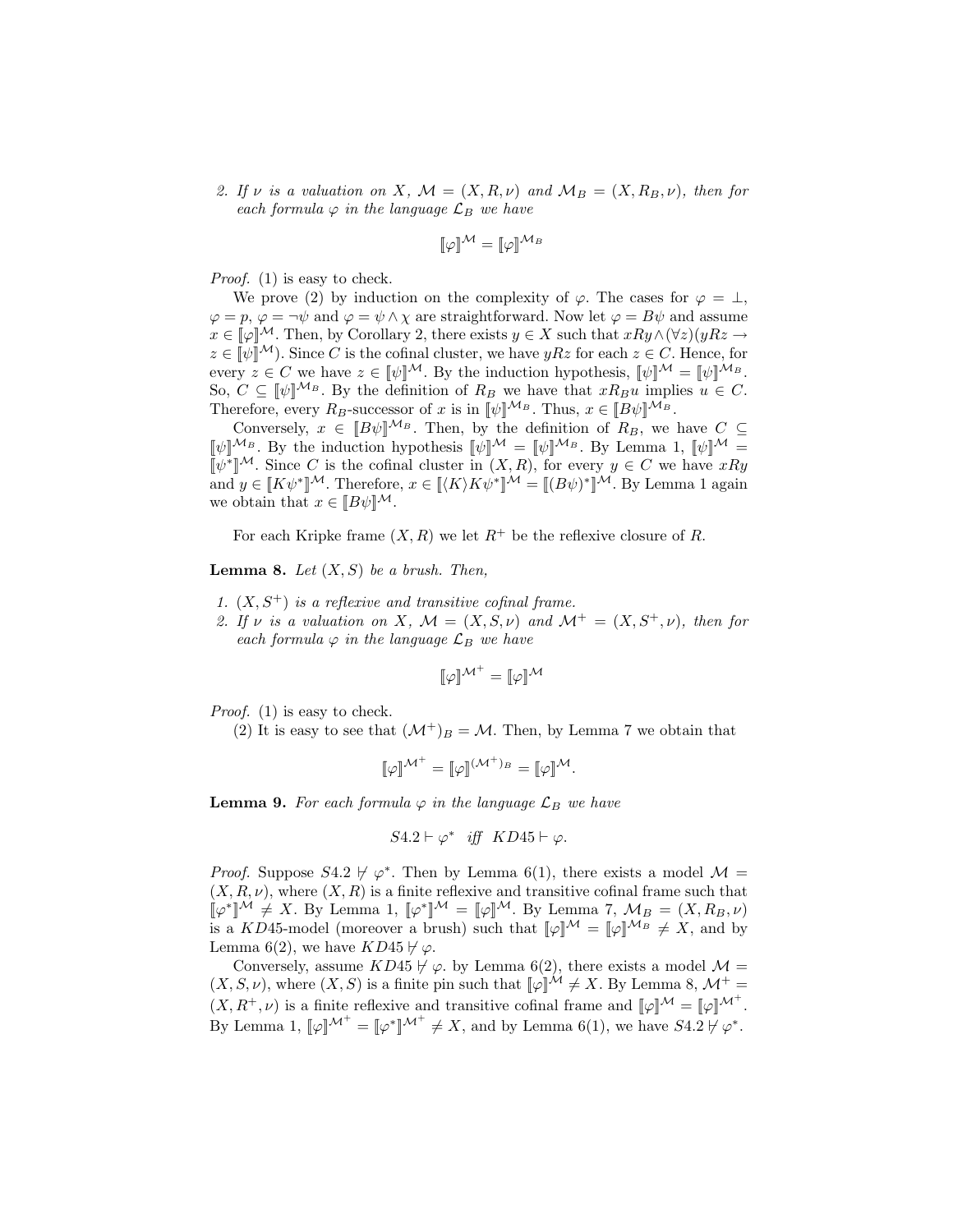2. *If $\nu$ is a valuation on $X$, $\mathcal{M} = (X, R, \nu)$ and $\mathcal{M}_B = (X, R_B, \nu)$, then for each formula $\varphi$ in the language $\mathcal{L}_B$ we have*

$$[\![\varphi]\!]^{\mathcal{M}} = [\![\varphi]\!]^{\mathcal{M}_B}$$

*Proof.* (1) is easy to check.

We prove (2) by induction on the complexity of $\varphi$. The cases for $\varphi = \bot$, $\varphi = p$, $\varphi = \neg\psi$ and $\varphi = \psi \wedge \chi$ are straightforward. Now let $\varphi = B\psi$ and assume $x \in [\![\varphi]\!]^{\mathcal{M}}$. Then, by Corollary 2, there exists $y \in X$ such that $xRy \wedge (\forall z)(yRz \rightarrow z \in [\![\psi]\!]^{\mathcal{M}})$. Since $C$ is the cofinal cluster, we have $yRz$ for each $z \in C$. Hence, for every $z \in C$ we have $z \in [\![\psi]\!]^{\mathcal{M}}$. By the induction hypothesis, $[\![\psi]\!]^{\mathcal{M}} = [\![\psi]\!]^{\mathcal{M}_B}$. So, $C \subseteq [\![\psi]\!]^{\mathcal{M}_B}$. By the definition of $R_B$ we have that $xR_Bu$ implies $u \in C$. Therefore, every $R_B$-successor of $x$ is in $[\![\psi]\!]^{\mathcal{M}_B}$. Thus, $x \in [\![B\psi]\!]^{\mathcal{M}_B}$.

Conversely, $x \in [\![B\psi]\!]^{\mathcal{M}_B}$. Then, by the definition of $R_B$, we have $C \subseteq [\![\psi]\!]^{\mathcal{M}_B}$. By the induction hypothesis $[\![\psi]\!]^{\mathcal{M}} = [\![\psi]\!]^{\mathcal{M}_B}$. By Lemma 1, $[\![\psi]\!]^{\mathcal{M}} = [\![\psi^*]\!]^{\mathcal{M}}$. Since $C$ is the cofinal cluster in $(X, R)$, for every $y \in C$ we have $xRy$ and $y \in [\![K\psi^*]\!]^{\mathcal{M}}$. Therefore, $x \in [\![\langle K\rangle K\psi^*]\!]^{\mathcal{M}} = [\![(B\psi)^*]\!]^{\mathcal{M}}$. By Lemma 1 again we obtain that $x \in [\![B\psi]\!]^{\mathcal{M}}$.

For each Kripke frame $(X, R)$ we let $R^+$ be the reflexive closure of $R$.

**Lemma 8.** *Let $(X, S)$ be a brush. Then,*

1. *$(X, S^+)$ is a reflexive and transitive cofinal frame.*
2. *If $\nu$ is a valuation on $X$, $\mathcal{M} = (X, S, \nu)$ and $\mathcal{M}^+ = (X, S^+, \nu)$, then for each formula $\varphi$ in the language $\mathcal{L}_B$ we have*

$$[\![\varphi]\!]^{\mathcal{M}^+} = [\![\varphi]\!]^{\mathcal{M}}$$

*Proof.* (1) is easy to check.

(2) It is easy to see that $(\mathcal{M}^+)_B = \mathcal{M}$. Then, by Lemma 7 we obtain that

$$[\![\varphi]\!]^{\mathcal{M}^+} = [\![\varphi]\!]^{(\mathcal{M}^+)_B} = [\![\varphi]\!]^{\mathcal{M}}.$$

**Lemma 9.** *For each formula $\varphi$ in the language $\mathcal{L}_B$ we have*

$$S4.2 \vdash \varphi^* \quad \textit{iff} \quad KD45 \vdash \varphi.$$

*Proof.* Suppose $S4.2 \nvdash \varphi^*$. Then by Lemma 6(1), there exists a model $\mathcal{M} = (X, R, \nu)$, where $(X, R)$ is a finite reflexive and transitive cofinal frame such that $[\![\varphi^*]\!]^{\mathcal{M}} \neq X$. By Lemma 1, $[\![\varphi^*]\!]^{\mathcal{M}} = [\![\varphi]\!]^{\mathcal{M}}$. By Lemma 7, $\mathcal{M}_B = (X, R_B, \nu)$ is a $KD45$-model (moreover a brush) such that $[\![\varphi]\!]^{\mathcal{M}} = [\![\varphi]\!]^{\mathcal{M}_B} \neq X$, and by Lemma 6(2), we have $KD45 \nvdash \varphi$.

Conversely, assume $KD45 \nvdash \varphi$. by Lemma 6(2), there exists a model $\mathcal{M} = (X, S, \nu)$, where $(X, S)$ is a finite pin such that $[\![\varphi]\!]^{\mathcal{M}} \neq X$. By Lemma 8, $\mathcal{M}^+ = (X, R^+, \nu)$ is a finite reflexive and transitive cofinal frame and $[\![\varphi]\!]^{\mathcal{M}} = [\![\varphi]\!]^{\mathcal{M}^+}$. By Lemma 1, $[\![\varphi]\!]^{\mathcal{M}^+} = [\![\varphi^*]\!]^{\mathcal{M}^+} \neq X$, and by Lemma 6(1), we have $S4.2 \nvdash \varphi^*$.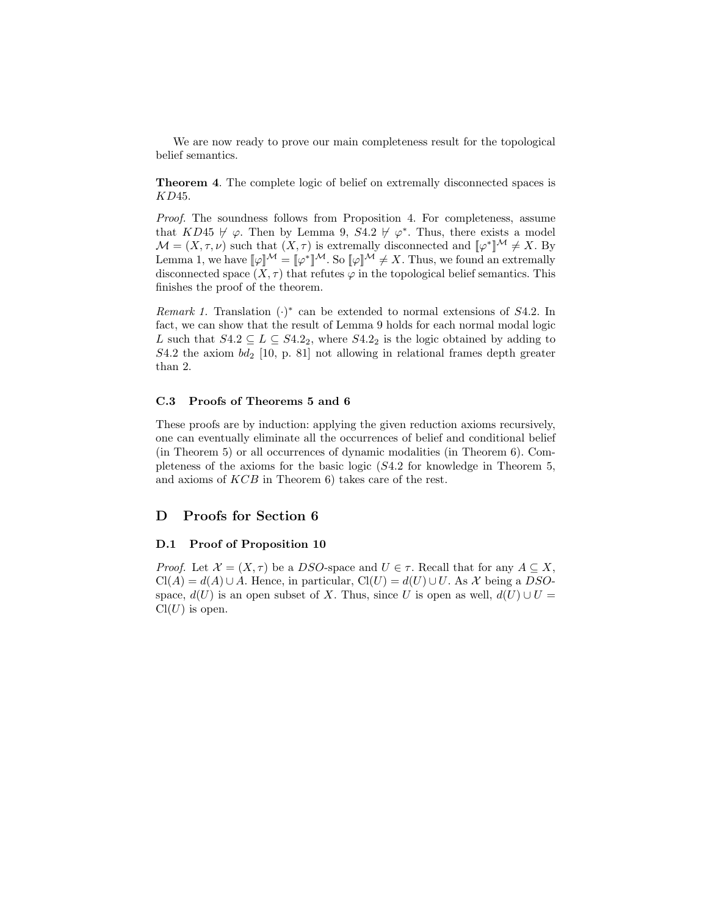We are now ready to prove our main completeness result for the topological belief semantics.

**Theorem 4**. The complete logic of belief on extremally disconnected spaces is $KD45$.

*Proof.* The soundness follows from Proposition 4. For completeness, assume that $KD45 \nvdash \varphi$. Then by Lemma 9, $S4.2 \nvdash \varphi^*$. Thus, there exists a model $\mathcal{M} = (X, \tau, \nu)$ such that $(X, \tau)$ is extremally disconnected and $[\![\varphi^*]\!]^{\mathcal{M}} \neq X$. By Lemma 1, we have $[\![\varphi]\!]^{\mathcal{M}} = [\![\varphi^*]\!]^{\mathcal{M}}$. So $[\![\varphi]\!]^{\mathcal{M}} \neq X$. Thus, we found an extremally disconnected space $(X, \tau)$ that refutes $\varphi$ in the topological belief semantics. This finishes the proof of the theorem.

*Remark 1.* Translation $(\cdot)^*$ can be extended to normal extensions of $S4.2$. In fact, we can show that the result of Lemma 9 holds for each normal modal logic $L$ such that $S4.2 \subseteq L \subseteq S4.2_2$, where $S4.2_2$ is the logic obtained by adding to $S4.2$ the axiom $bd_2$ [10, p. 81] not allowing in relational frames depth greater than 2.

### C.3 Proofs of Theorems 5 and 6

These proofs are by induction: applying the given reduction axioms recursively, one can eventually eliminate all the occurrences of belief and conditional belief (in Theorem 5) or all occurrences of dynamic modalities (in Theorem 6). Completeness of the axioms for the basic logic ($S4.2$ for knowledge in Theorem 5, and axioms of $KCB$ in Theorem 6) takes care of the rest.

## D Proofs for Section 6

### D.1 Proof of Proposition 10

*Proof.* Let $\mathcal{X} = (X, \tau)$ be a $DSO$-space and $U \in \tau$. Recall that for any $A \subseteq X$, $\mathrm{Cl}(A) = d(A) \cup A$. Hence, in particular, $\mathrm{Cl}(U) = d(U) \cup U$. As $\mathcal{X}$ being a $DSO$-space, $d(U)$ is an open subset of $X$. Thus, since $U$ is open as well, $d(U) \cup U = \mathrm{Cl}(U)$ is open.